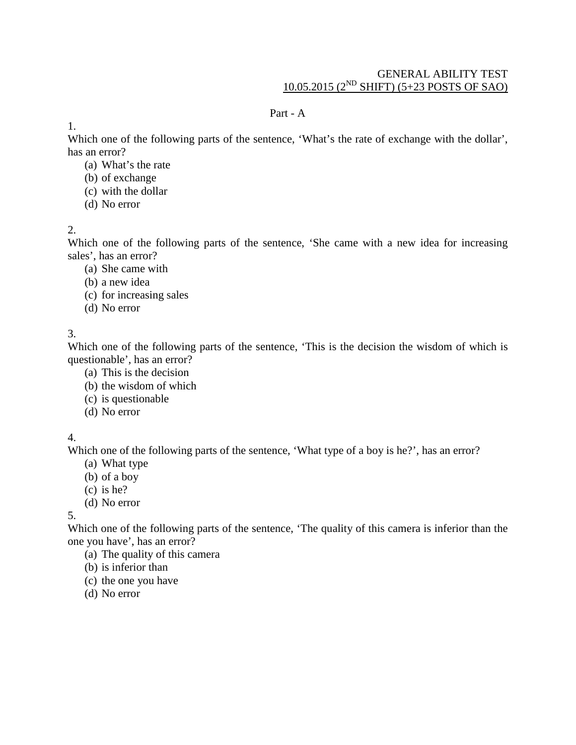GENERAL ABILITY TEST

10.05.2015 (2ND SHIFT) (5+23 POSTS OF SAO)

## Part - A

1.
Which one of the following parts of the sentence, 'What's the rate of exchange with the dollar', has an error?

(a) What's the rate
(b) of exchange
(c) with the dollar
(d) No error

2.
Which one of the following parts of the sentence, 'She came with a new idea for increasing sales', has an error?

(a) She came with
(b) a new idea
(c) for increasing sales
(d) No error

3.
Which one of the following parts of the sentence, 'This is the decision the wisdom of which is questionable', has an error?

(a) This is the decision
(b) the wisdom of which
(c) is questionable
(d) No error

4.
Which one of the following parts of the sentence, 'What type of a boy is he?', has an error?

(a) What type
(b) of a boy
(c) is he?
(d) No error

5.
Which one of the following parts of the sentence, 'The quality of this camera is inferior than the one you have', has an error?

(a) The quality of this camera
(b) is inferior than
(c) the one you have
(d) No error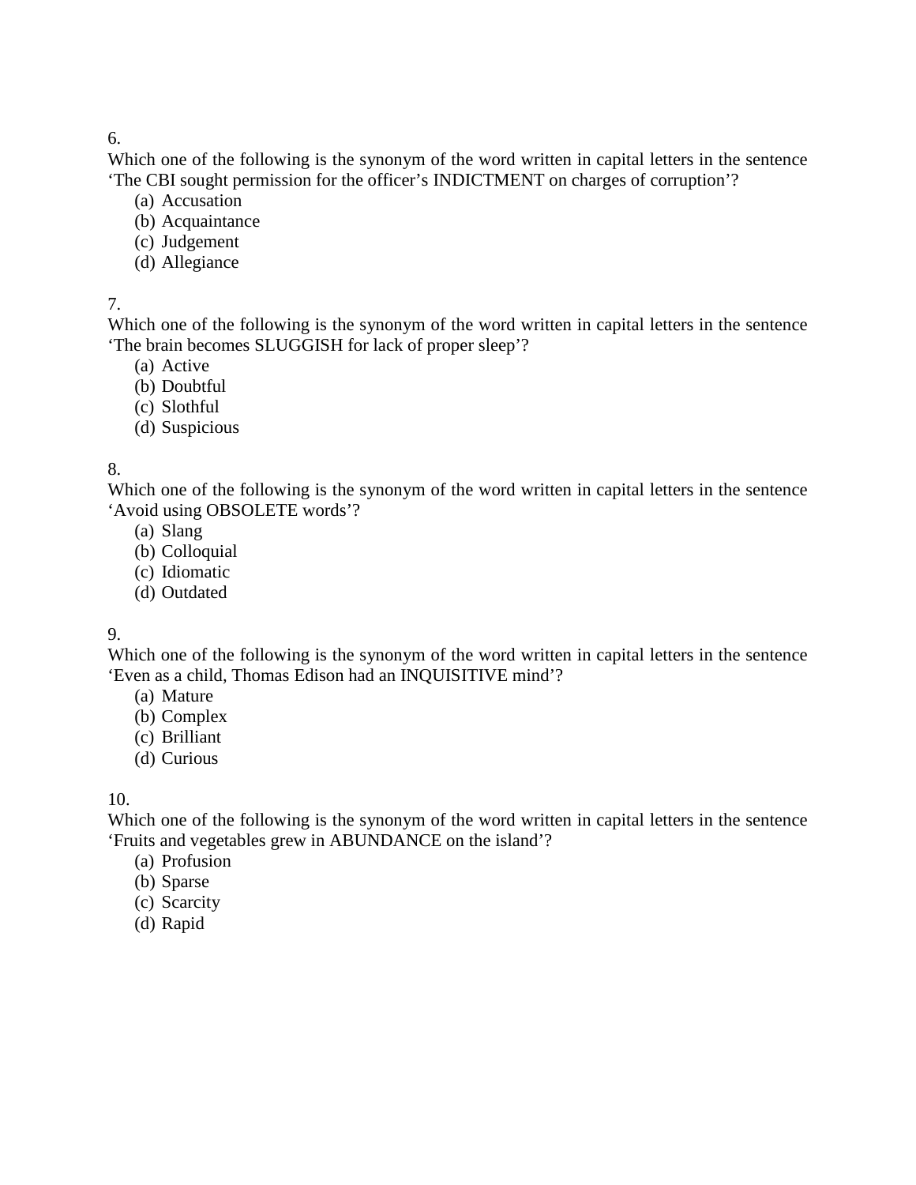6.

Which one of the following is the synonym of the word written in capital letters in the sentence ‘The CBI sought permission for the officer’s INDICTMENT on charges of corruption’?

(a) Accusation
(b) Acquaintance
(c) Judgement
(d) Allegiance

7.

Which one of the following is the synonym of the word written in capital letters in the sentence ‘The brain becomes SLUGGISH for lack of proper sleep’?

(a) Active
(b) Doubtful
(c) Slothful
(d) Suspicious

8.

Which one of the following is the synonym of the word written in capital letters in the sentence ‘Avoid using OBSOLETE words’?

(a) Slang
(b) Colloquial
(c) Idiomatic
(d) Outdated

9.

Which one of the following is the synonym of the word written in capital letters in the sentence ‘Even as a child, Thomas Edison had an INQUISITIVE mind’?

(a) Mature
(b) Complex
(c) Brilliant
(d) Curious

10.

Which one of the following is the synonym of the word written in capital letters in the sentence ‘Fruits and vegetables grew in ABUNDANCE on the island’?

(a) Profusion
(b) Sparse
(c) Scarcity
(d) Rapid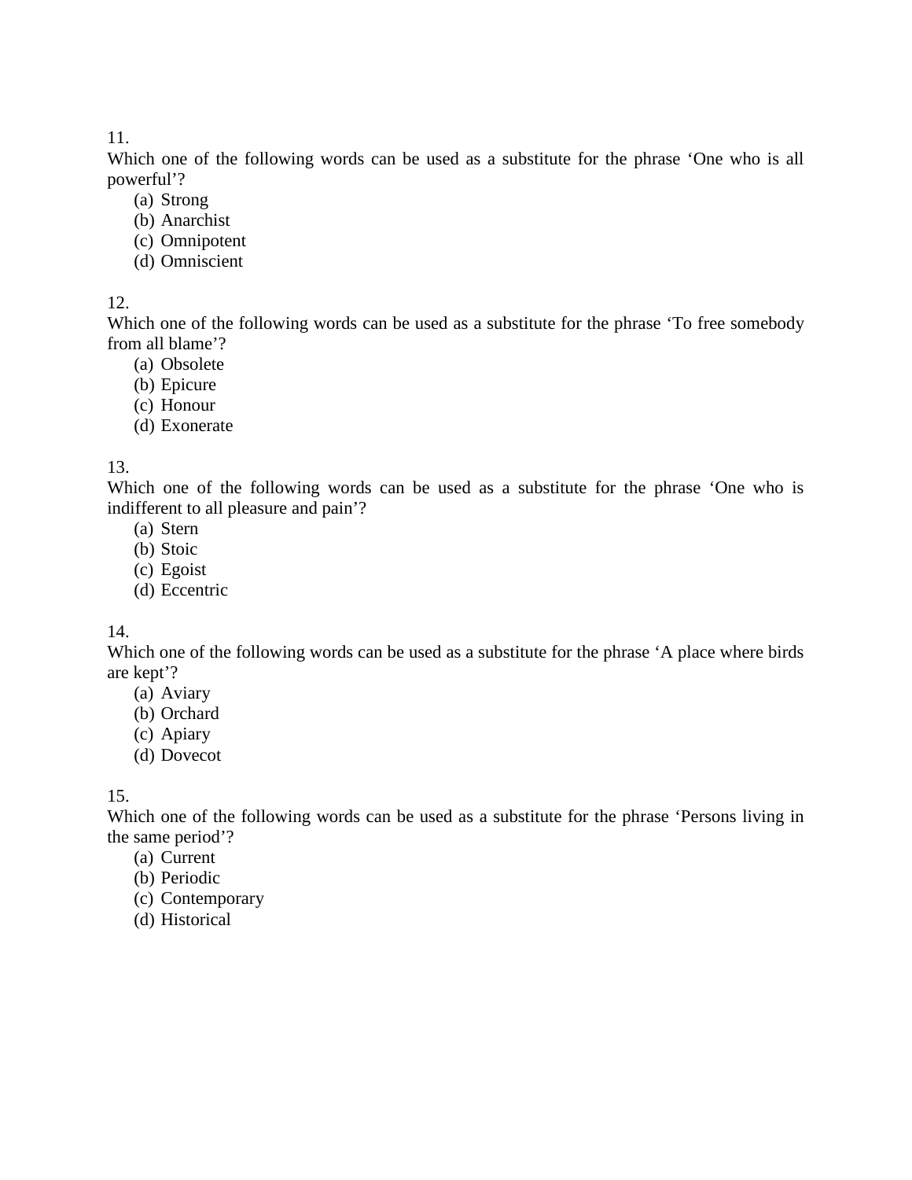11.
Which one of the following words can be used as a substitute for the phrase ‘One who is all powerful’?

(a) Strong
(b) Anarchist
(c) Omnipotent
(d) Omniscient

12.
Which one of the following words can be used as a substitute for the phrase ‘To free somebody from all blame’?

(a) Obsolete
(b) Epicure
(c) Honour
(d) Exonerate

13.
Which one of the following words can be used as a substitute for the phrase ‘One who is indifferent to all pleasure and pain’?

(a) Stern
(b) Stoic
(c) Egoist
(d) Eccentric

14.
Which one of the following words can be used as a substitute for the phrase ‘A place where birds are kept’?

(a) Aviary
(b) Orchard
(c) Apiary
(d) Dovecot

15.
Which one of the following words can be used as a substitute for the phrase ‘Persons living in the same period’?

(a) Current
(b) Periodic
(c) Contemporary
(d) Historical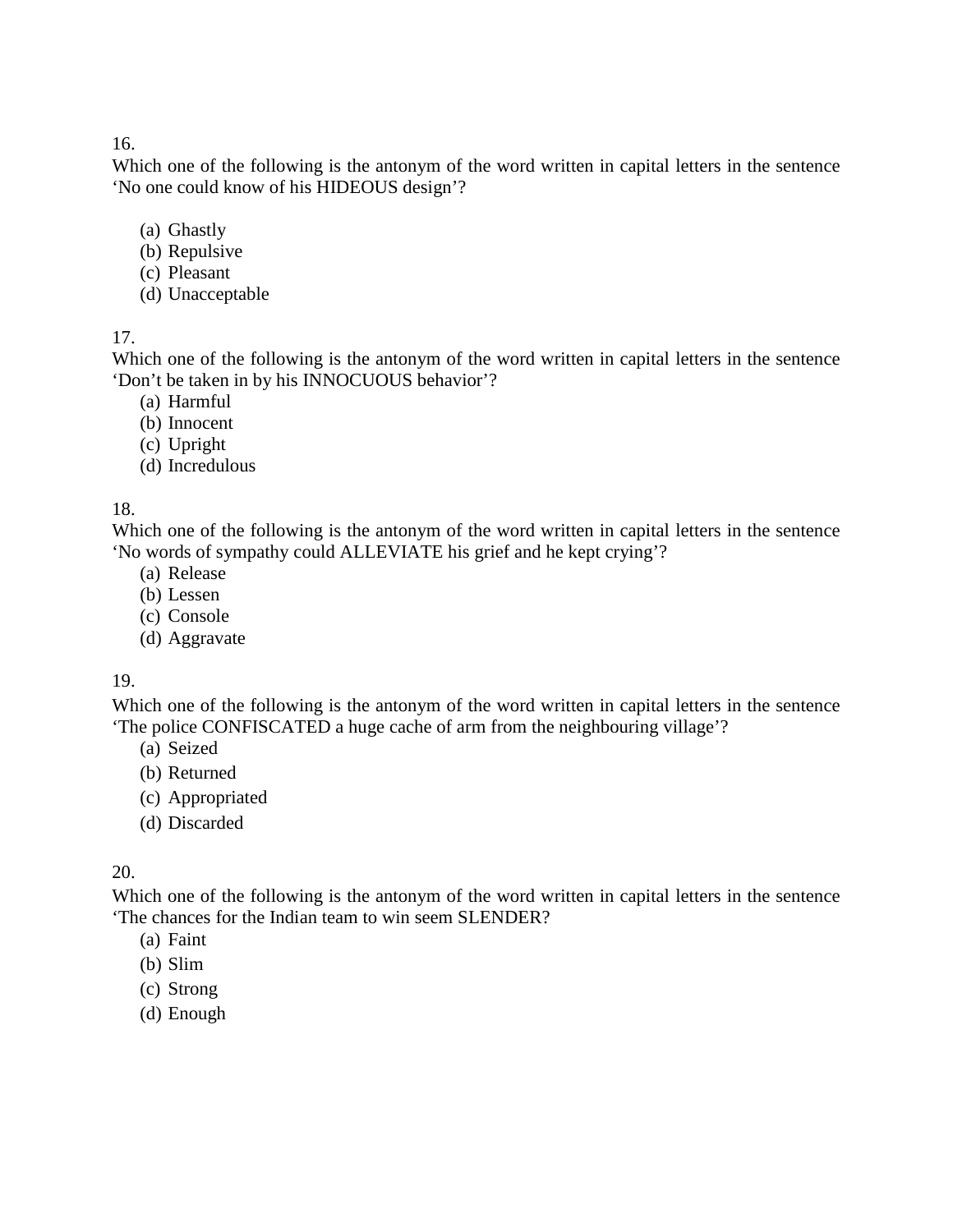16.
Which one of the following is the antonym of the word written in capital letters in the sentence 'No one could know of his HIDEOUS design'?

(a) Ghastly
(b) Repulsive
(c) Pleasant
(d) Unacceptable

17.
Which one of the following is the antonym of the word written in capital letters in the sentence 'Don't be taken in by his INNOCUOUS behavior'?

(a) Harmful
(b) Innocent
(c) Upright
(d) Incredulous

18.
Which one of the following is the antonym of the word written in capital letters in the sentence 'No words of sympathy could ALLEVIATE his grief and he kept crying'?

(a) Release
(b) Lessen
(c) Console
(d) Aggravate

19.
Which one of the following is the antonym of the word written in capital letters in the sentence 'The police CONFISCATED a huge cache of arm from the neighbouring village'?

(a) Seized
(b) Returned
(c) Appropriated
(d) Discarded

20.
Which one of the following is the antonym of the word written in capital letters in the sentence 'The chances for the Indian team to win seem SLENDER?

(a) Faint
(b) Slim
(c) Strong
(d) Enough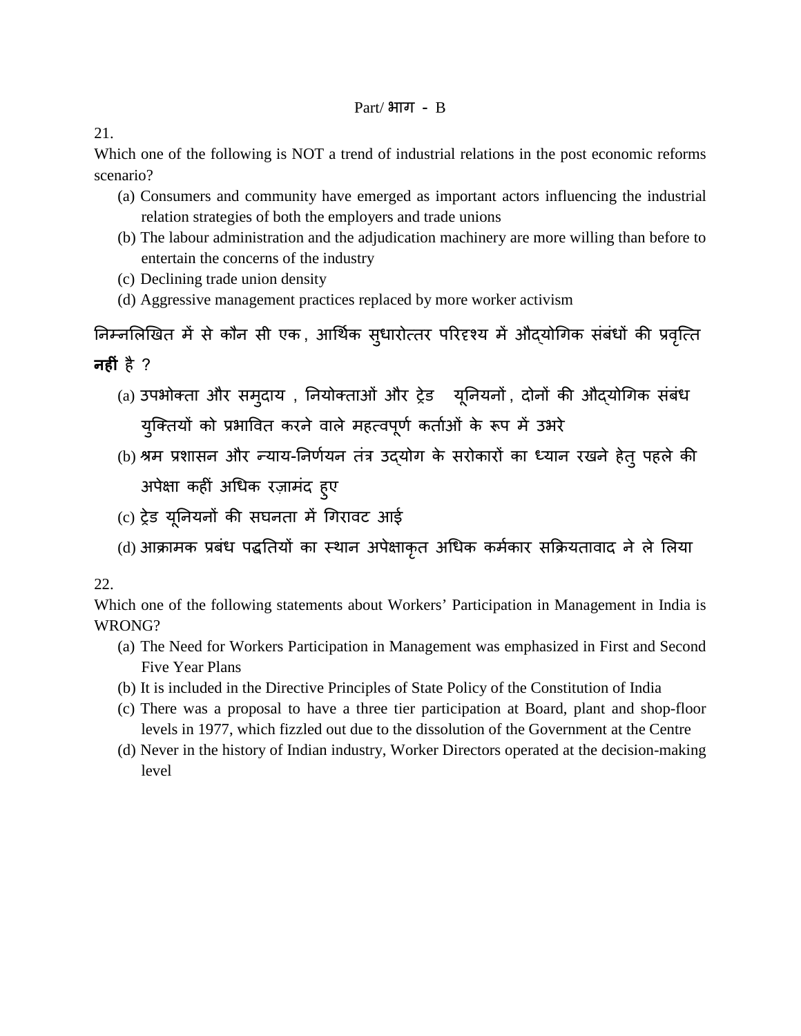Part/ भाग - B

21.

Which one of the following is NOT a trend of industrial relations in the post economic reforms scenario?

(a) Consumers and community have emerged as important actors influencing the industrial relation strategies of both the employers and trade unions
(b) The labour administration and the adjudication machinery are more willing than before to entertain the concerns of the industry
(c) Declining trade union density
(d) Aggressive management practices replaced by more worker activism

निम्नलिखित में से कौन सी एक, आर्थिक सुधारोत्तर परिदृश्य में औद्योगिक संबंधों की प्रवृत्ति **नहीं** है ?

(a) उपभोक्ता और समुदाय , नियोक्ताओं और ट्रेड यूनियनों , दोनों की औद्योगिक संबंध युक्तियों को प्रभावित करने वाले महत्वपूर्ण कर्ताओं के रूप में उभरे
(b) श्रम प्रशासन और न्याय-निर्णयन तंत्र उद्योग के सरोकारों का ध्यान रखने हेतु पहले की अपेक्षा कहीं अधिक रज़ामंद हुए
(c) ट्रेड यूनियनों की सघनता में गिरावट आई
(d) आक्रामक प्रबंध पद्धतियों का स्थान अपेक्षाकृत अधिक कर्मकार सक्रियतावाद ने ले लिया

22.

Which one of the following statements about Workers' Participation in Management in India is WRONG?

(a) The Need for Workers Participation in Management was emphasized in First and Second Five Year Plans
(b) It is included in the Directive Principles of State Policy of the Constitution of India
(c) There was a proposal to have a three tier participation at Board, plant and shop-floor levels in 1977, which fizzled out due to the dissolution of the Government at the Centre
(d) Never in the history of Indian industry, Worker Directors operated at the decision-making level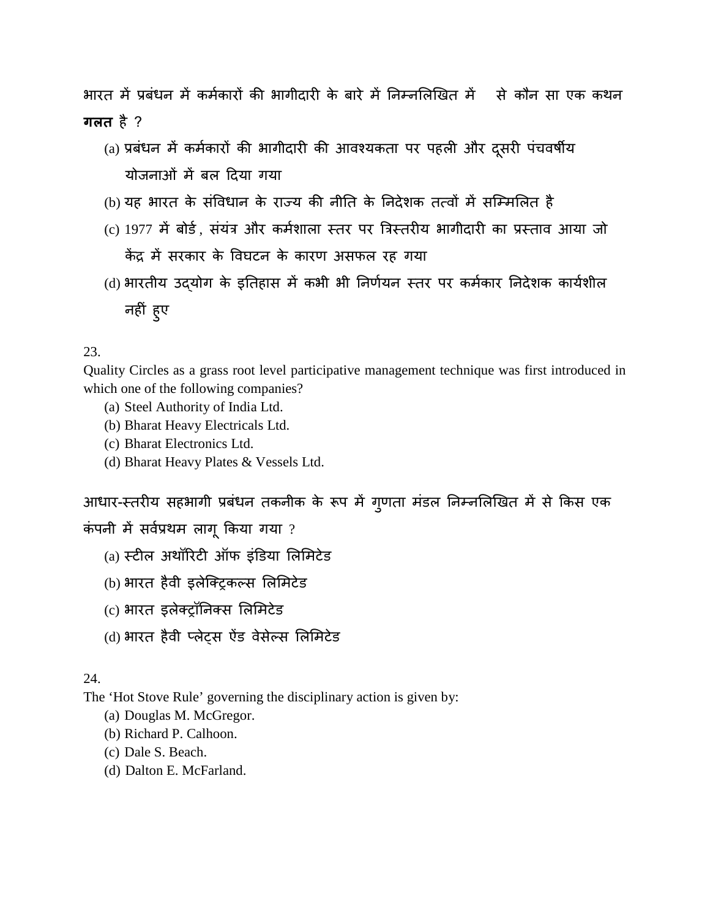भारत में प्रबंधन में कर्मकारों की भागीदारी के बारे में निम्नलिखित में से कौन सा एक कथन **गलत** है ?

(a) प्रबंधन में कर्मकारों की भागीदारी की आवश्यकता पर पहली और दूसरी पंचवर्षीय योजनाओं में बल दिया गया
(b) यह भारत के संविधान के राज्य की नीति के निदेशक तत्वों में सम्मिलित है
(c) 1977 में बोर्ड , संयंत्र और कर्मशाला स्तर पर त्रिस्तरीय भागीदारी का प्रस्ताव आया जो केंद्र में सरकार के विघटन के कारण असफल रह गया
(d) भारतीय उद्योग के इतिहास में कभी भी निर्णयन स्तर पर कर्मकार निदेशक कार्यशील नहीं हुए

23.
Quality Circles as a grass root level participative management technique was first introduced in which one of the following companies?

(a) Steel Authority of India Ltd.
(b) Bharat Heavy Electricals Ltd.
(c) Bharat Electronics Ltd.
(d) Bharat Heavy Plates & Vessels Ltd.

आधार-स्तरीय सहभागी प्रबंधन तकनीक के रूप में गुणता मंडल निम्नलिखित में से किस एक कंपनी में सर्वप्रथम लागू किया गया ?

(a) स्टील अथॉरिटी ऑफ इंडिया लिमिटेड
(b) भारत हैवी इलेक्ट्रिकल्स लिमिटेड
(c) भारत इलेक्ट्रॉनिक्स लिमिटेड
(d) भारत हैवी प्लेट्स ऐंड वेसेल्स लिमिटेड

24.
The 'Hot Stove Rule' governing the disciplinary action is given by:

(a) Douglas M. McGregor.
(b) Richard P. Calhoon.
(c) Dale S. Beach.
(d) Dalton E. McFarland.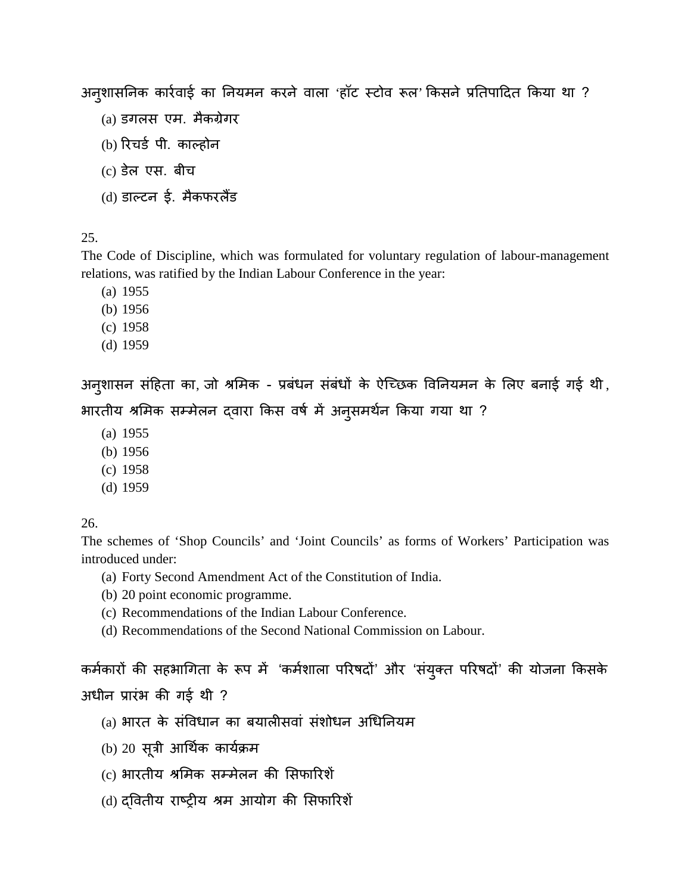अनुशासनिक कार्रवाई का नियमन करने वाला ‘हॉट स्टोव रूल’ किसने प्रतिपादित किया था ?

(a) डगलस एम. मैकग्रेगर

(b) रिचर्ड पी. काल्होन

(c) डेल एस. बीच

(d) डाल्टन ई. मैकफरलैंड

25.

The Code of Discipline, which was formulated for voluntary regulation of labour-management relations, was ratified by the Indian Labour Conference in the year:

(a) 1955
(b) 1956
(c) 1958
(d) 1959

अनुशासन संहिता का, जो श्रमिक - प्रबंधन संबंधों के ऐच्छिक विनियमन के लिए बनाई गई थी, भारतीय श्रमिक सम्मेलन द्वारा किस वर्ष में अनुसमर्थन किया गया था ?

(a) 1955
(b) 1956
(c) 1958
(d) 1959

26.

The schemes of ‘Shop Councils’ and ‘Joint Councils’ as forms of Workers’ Participation was introduced under:

(a) Forty Second Amendment Act of the Constitution of India.
(b) 20 point economic programme.
(c) Recommendations of the Indian Labour Conference.
(d) Recommendations of the Second National Commission on Labour.

कर्मकारों की सहभागिता के रूप में ‘कर्मशाला परिषदों’ और ‘संयुक्त परिषदों’ की योजना किसके अधीन प्रारंभ की गई थी ?

(a) भारत के संविधान का बयालीसवां संशोधन अधिनियम

(b) 20 सूत्री आर्थिक कार्यक्रम

(c) भारतीय श्रमिक सम्मेलन की सिफारिशें

(d) द्वितीय राष्ट्रीय श्रम आयोग की सिफारिशें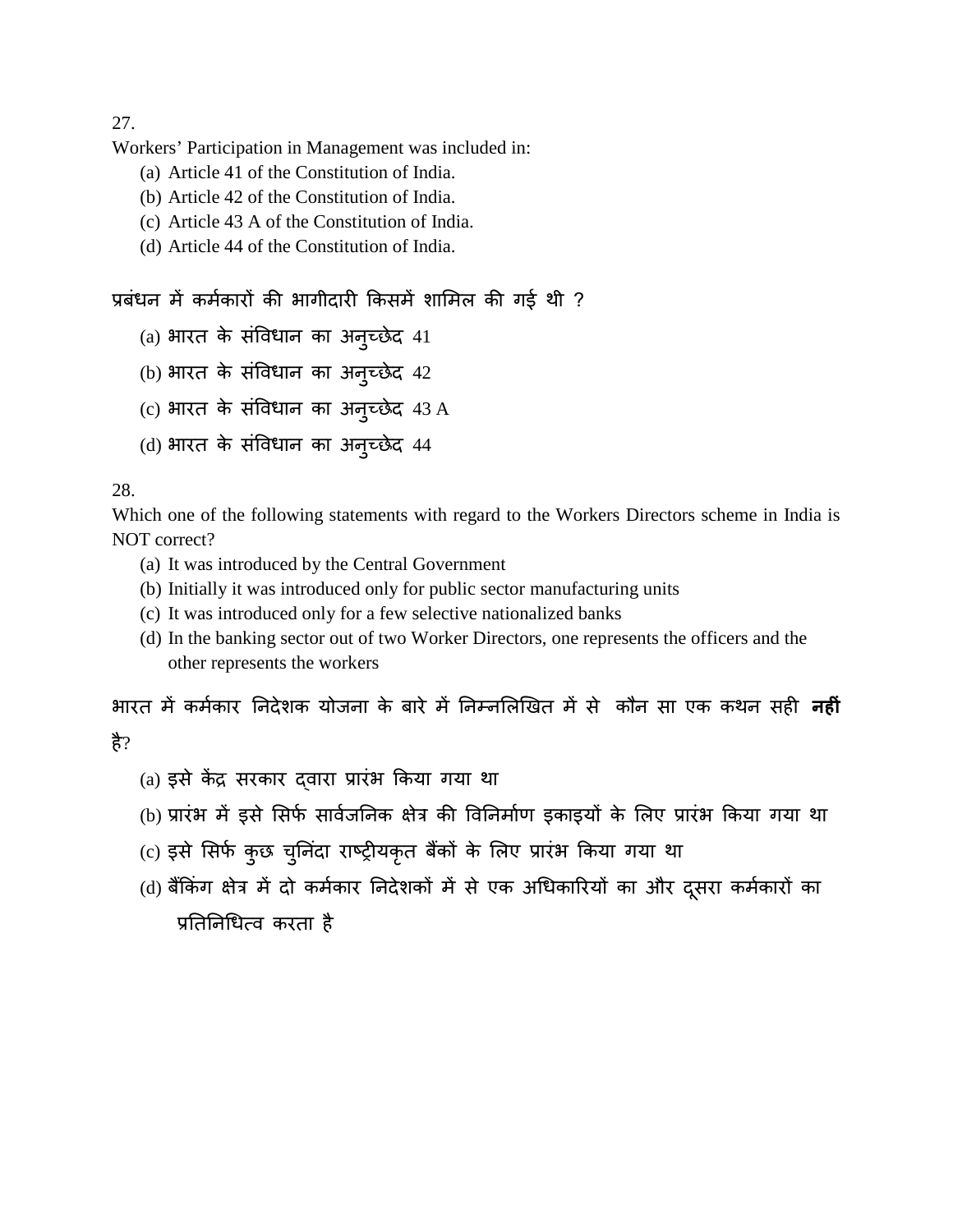27.

Workers' Participation in Management was included in:

(a) Article 41 of the Constitution of India.
(b) Article 42 of the Constitution of India.
(c) Article 43 A of the Constitution of India.
(d) Article 44 of the Constitution of India.

प्रबंधन में कर्मकारों की भागीदारी किसमें शामिल की गई थी ?

(a) भारत के संविधान का अनुच्छेद 41
(b) भारत के संविधान का अनुच्छेद 42
(c) भारत के संविधान का अनुच्छेद 43 A
(d) भारत के संविधान का अनुच्छेद 44

28.

Which one of the following statements with regard to the Workers Directors scheme in India is NOT correct?

(a) It was introduced by the Central Government
(b) Initially it was introduced only for public sector manufacturing units
(c) It was introduced only for a few selective nationalized banks
(d) In the banking sector out of two Worker Directors, one represents the officers and the other represents the workers

भारत में कर्मकार निदेशक योजना के बारे में निम्नलिखित में से कौन सा एक कथन सही **नहीं** है?

(a) इसे केंद्र सरकार द्वारा प्रारंभ किया गया था
(b) प्रारंभ में इसे सिर्फ सार्वजनिक क्षेत्र की विनिर्माण इकाइयों के लिए प्रारंभ किया गया था
(c) इसे सिर्फ कुछ चुनिंदा राष्ट्रीयकृत बैंकों के लिए प्रारंभ किया गया था
(d) बैंकिंग क्षेत्र में दो कर्मकार निदेशकों में से एक अधिकारियों का और दूसरा कर्मकारों का प्रतिनिधित्व करता है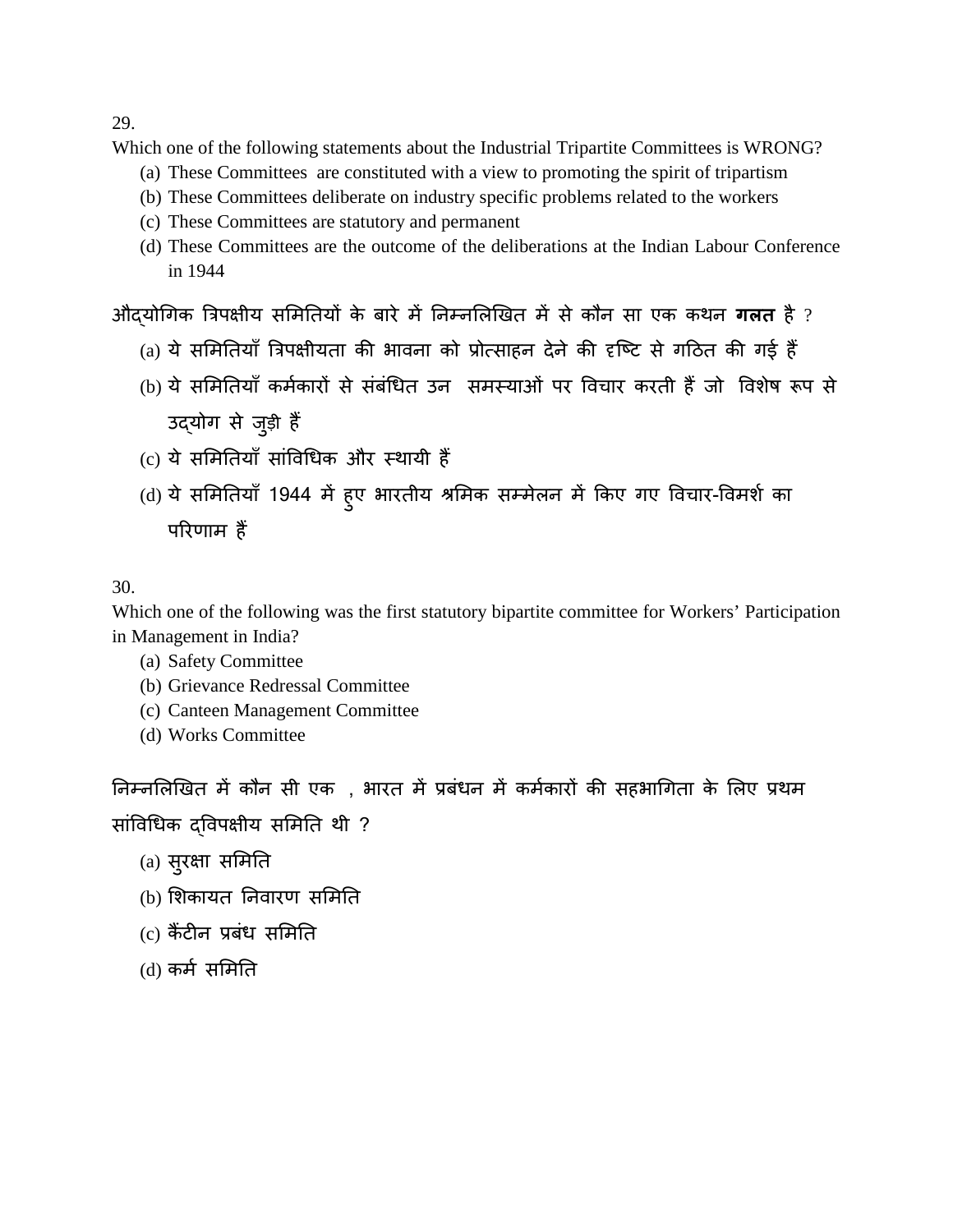29.

Which one of the following statements about the Industrial Tripartite Committees is WRONG?

(a) These Committees are constituted with a view to promoting the spirit of tripartism
(b) These Committees deliberate on industry specific problems related to the workers
(c) These Committees are statutory and permanent
(d) These Committees are the outcome of the deliberations at the Indian Labour Conference in 1944

औद्योगिक त्रिपक्षीय समितियों के बारे में निम्नलिखित में से कौन सा एक कथन **गलत** है ?

(a) ये समितियाँ त्रिपक्षीयता की भावना को प्रोत्साहन देने की दृष्टि से गठित की गई हैं
(b) ये समितियाँ कर्मकारों से संबंधित उन समस्याओं पर विचार करती हैं जो विशेष रूप से उद्योग से जुड़ी हैं
(c) ये समितियाँ सांविधिक और स्थायी हैं
(d) ये समितियाँ 1944 में हुए भारतीय श्रमिक सम्मेलन में किए गए विचार-विमर्श का परिणाम हैं

30.

Which one of the following was the first statutory bipartite committee for Workers' Participation in Management in India?

(a) Safety Committee
(b) Grievance Redressal Committee
(c) Canteen Management Committee
(d) Works Committee

निम्नलिखित में कौन सी एक , भारत में प्रबंधन में कर्मकारों की सहभागिता के लिए प्रथम सांविधिक द्विपक्षीय समिति थी ?

(a) सुरक्षा समिति
(b) शिकायत निवारण समिति
(c) कैंटीन प्रबंध समिति
(d) कर्म समिति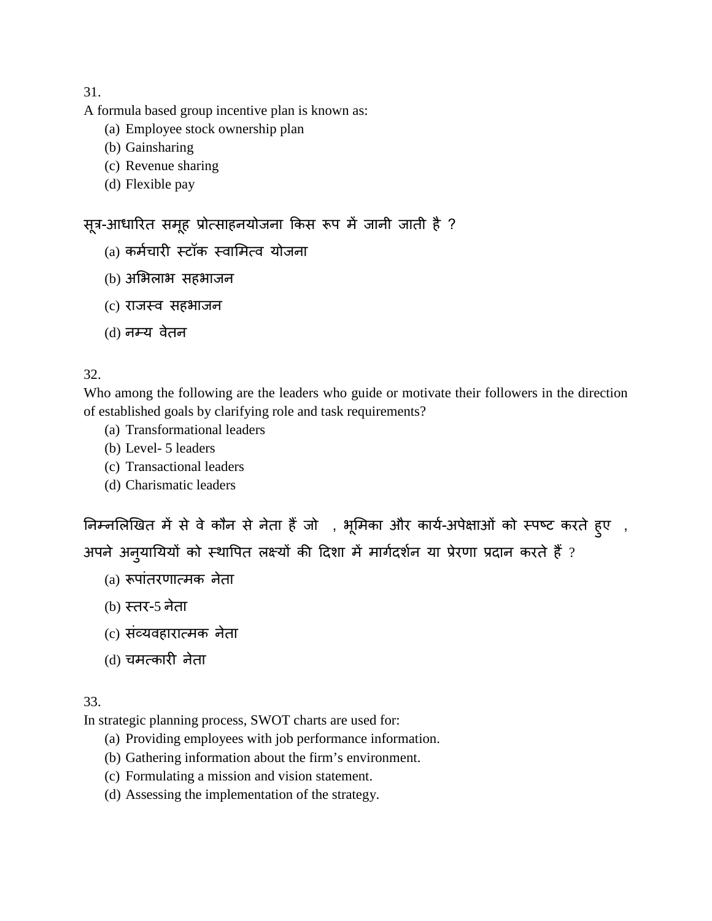31.

A formula based group incentive plan is known as:

(a) Employee stock ownership plan
(b) Gainsharing
(c) Revenue sharing
(d) Flexible pay

सूत्र-आधारित समूह प्रोत्साहनयोजना किस रूप में जानी जाती है ?

(a) कर्मचारी स्टॉक स्वामित्व योजना
(b) अभिलाभ सहभाजन
(c) राजस्व सहभाजन
(d) नम्य वेतन

32.

Who among the following are the leaders who guide or motivate their followers in the direction of established goals by clarifying role and task requirements?

(a) Transformational leaders
(b) Level- 5 leaders
(c) Transactional leaders
(d) Charismatic leaders

निम्नलिखित में से वे कौन से नेता हैं जो , भूमिका और कार्य-अपेक्षाओं को स्पष्ट करते हुए , अपने अनुयायियों को स्थापित लक्ष्यों की दिशा में मार्गदर्शन या प्रेरणा प्रदान करते हैं ?

(a) रूपांतरणात्मक नेता
(b) स्तर-5 नेता
(c) संव्यवहारात्मक नेता
(d) चमत्कारी नेता

33.

In strategic planning process, SWOT charts are used for:

(a) Providing employees with job performance information.
(b) Gathering information about the firm's environment.
(c) Formulating a mission and vision statement.
(d) Assessing the implementation of the strategy.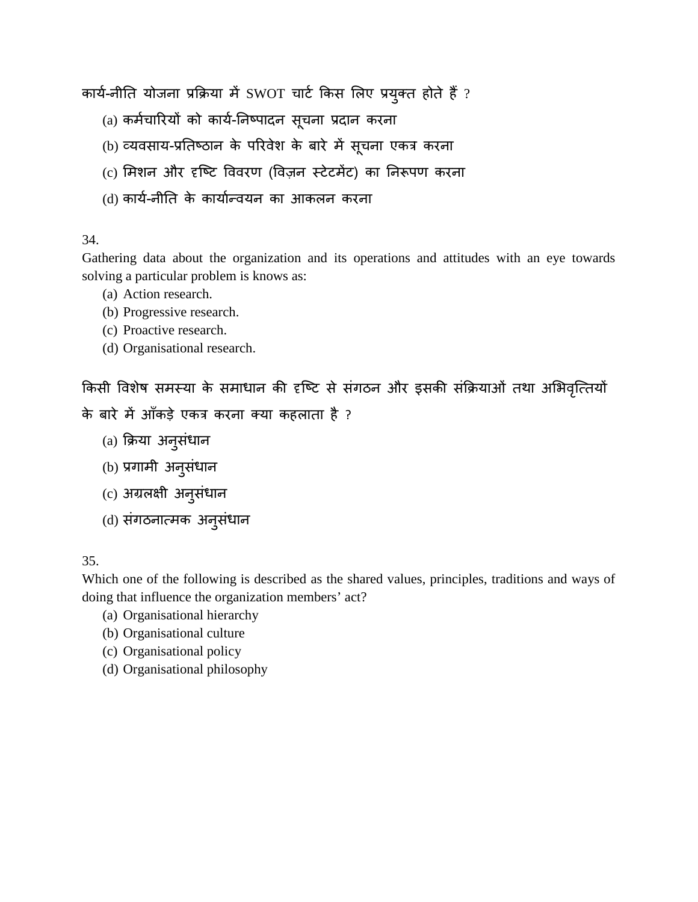कार्य-नीति योजना प्रक्रिया में SWOT चार्ट किस लिए प्रयुक्त होते हैं ?

(a) कर्मचारियों को कार्य-निष्पादन सूचना प्रदान करना

(b) व्यवसाय-प्रतिष्ठान के परिवेश के बारे में सूचना एकत्र करना

(c) मिशन और दृष्टि विवरण (विज़न स्टेटमेंट) का निरूपण करना

(d) कार्य-नीति के कार्यान्वयन का आकलन करना

34.

Gathering data about the organization and its operations and attitudes with an eye towards solving a particular problem is knows as:

(a) Action research.
(b) Progressive research.
(c) Proactive research.
(d) Organisational research.

किसी विशेष समस्या के समाधान की दृष्टि से संगठन और इसकी संक्रियाओं तथा अभिवृत्तियों के बारे में आँकड़े एकत्र करना क्या कहलाता है ?

(a) क्रिया अनुसंधान

(b) प्रगामी अनुसंधान

(c) अग्रलक्षी अनुसंधान

(d) संगठनात्मक अनुसंधान

35.

Which one of the following is described as the shared values, principles, traditions and ways of doing that influence the organization members' act?

(a) Organisational hierarchy
(b) Organisational culture
(c) Organisational policy
(d) Organisational philosophy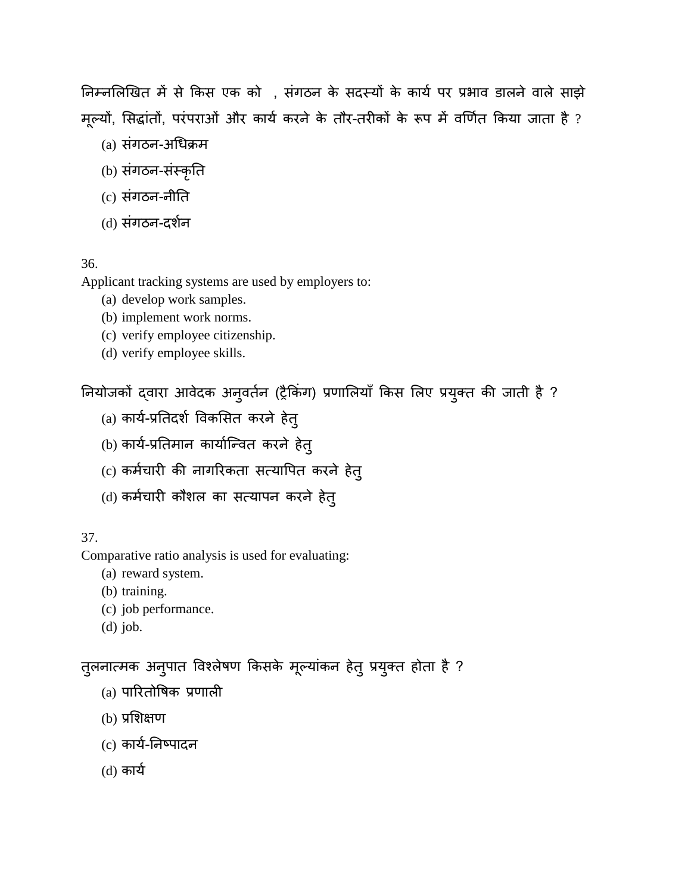निम्नलिखित में से किस एक को , संगठन के सदस्यों के कार्य पर प्रभाव डालने वाले साझे मूल्यों, सिद्धांतों, परंपराओं और कार्य करने के तौर-तरीकों के रूप में वर्णित किया जाता है ?

(a) संगठन-अधिक्रम
(b) संगठन-संस्कृति
(c) संगठन-नीति
(d) संगठन-दर्शन

36.
Applicant tracking systems are used by employers to:

(a) develop work samples.
(b) implement work norms.
(c) verify employee citizenship.
(d) verify employee skills.

नियोजकों द्वारा आवेदक अनुवर्तन (ट्रैकिंग) प्रणालियाँ किस लिए प्रयुक्त की जाती है ?

(a) कार्य-प्रतिदर्श विकसित करने हेतु
(b) कार्य-प्रतिमान कार्यान्वित करने हेतु
(c) कर्मचारी की नागरिकता सत्यापित करने हेतु
(d) कर्मचारी कौशल का सत्यापन करने हेतु

37.
Comparative ratio analysis is used for evaluating:

(a) reward system.
(b) training.
(c) job performance.
(d) job.

तुलनात्मक अनुपात विश्लेषण किसके मूल्यांकन हेतु प्रयुक्त होता है ?

(a) पारितोषिक प्रणाली
(b) प्रशिक्षण
(c) कार्य-निष्पादन
(d) कार्य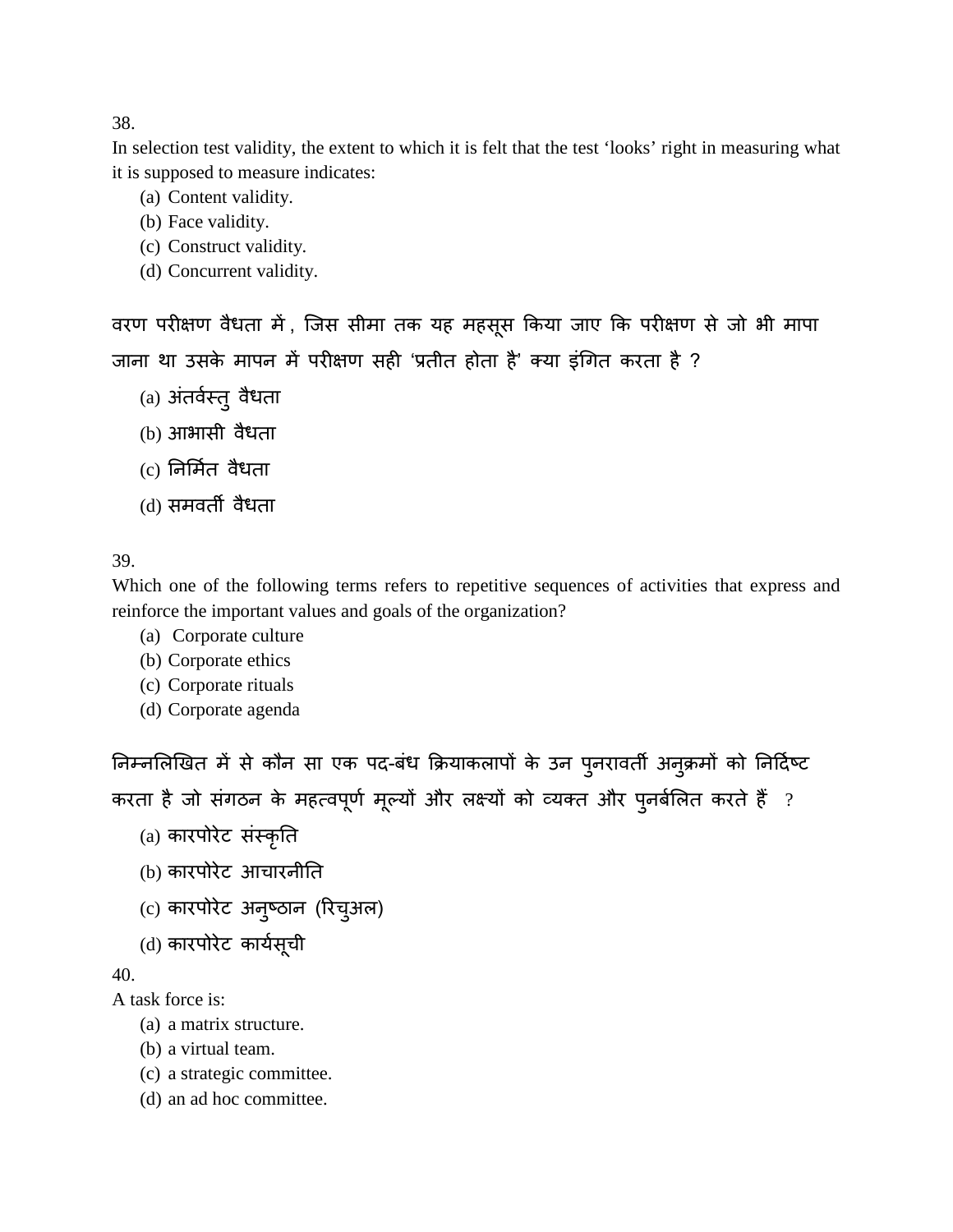38.

In selection test validity, the extent to which it is felt that the test 'looks' right in measuring what it is supposed to measure indicates:

(a) Content validity.
(b) Face validity.
(c) Construct validity.
(d) Concurrent validity.

वरण परीक्षण वैधता में , जिस सीमा तक यह महसूस किया जाए कि परीक्षण से जो भी मापा जाना था उसके मापन में परीक्षण सही 'प्रतीत होता है' क्या इंगित करता है ?

(a) अंतर्वस्तु वैधता
(b) आभासी वैधता
(c) निर्मित वैधता
(d) समवर्ती वैधता

39.

Which one of the following terms refers to repetitive sequences of activities that express and reinforce the important values and goals of the organization?

(a) Corporate culture
(b) Corporate ethics
(c) Corporate rituals
(d) Corporate agenda

निम्नलिखित में से कौन सा एक पद-बंध क्रियाकलापों के उन पुनरावर्ती अनुक्रमों को निर्दिष्ट करता है जो संगठन के महत्वपूर्ण मूल्यों और लक्ष्यों को व्यक्त और पुनर्बलित करते हैं ?

(a) कारपोरेट संस्कृति
(b) कारपोरेट आचारनीति
(c) कारपोरेट अनुष्ठान (रिचुअल)
(d) कारपोरेट कार्यसूची

40.

A task force is:

(a) a matrix structure.
(b) a virtual team.
(c) a strategic committee.
(d) an ad hoc committee.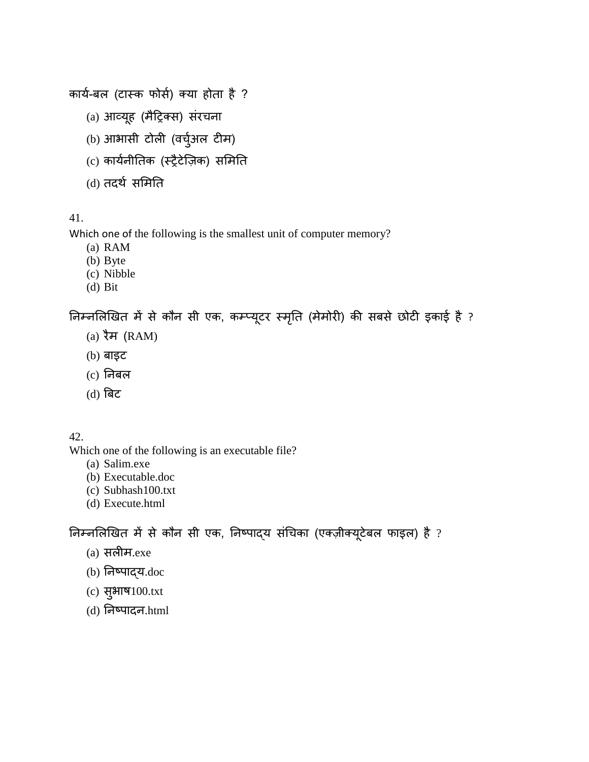कार्य-बल (टास्क फोर्स) क्या होता है ?

(a) आव्यूह (मैट्रिक्स) संरचना

(b) आभासी टोली (वर्चुअल टीम)

(c) कार्यनीतिक (स्ट्रैटेज़िक) समिति

(d) तदर्थ समिति

41.

Which one of the following is the smallest unit of computer memory?

(a) RAM
(b) Byte
(c) Nibble
(d) Bit

निम्नलिखित में से कौन सी एक, कम्प्यूटर स्मृति (मेमोरी) की सबसे छोटी इकाई है ?

(a) रैम (RAM)

(b) बाइट

(c) निबल

(d) बिट

42.

Which one of the following is an executable file?

(a) Salim.exe
(b) Executable.doc
(c) Subhash100.txt
(d) Execute.html

निम्नलिखित में से कौन सी एक, निष्पाद्य संचिका (एक्ज़ीक्यूटेबल फाइल) है ?

(a) सलीम.exe

(b) निष्पाद्य.doc

(c) सुभाष100.txt

(d) निष्पादन.html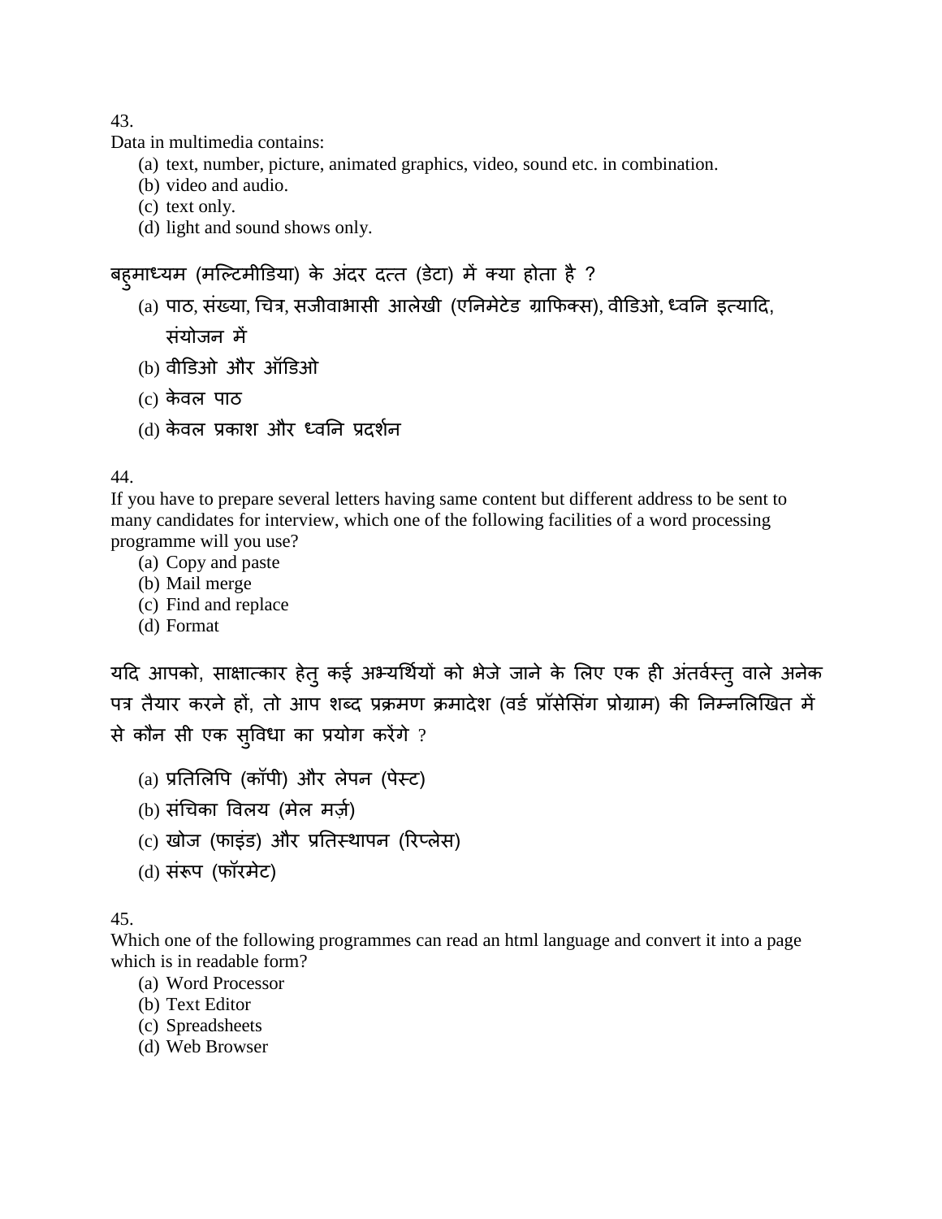43.
Data in multimedia contains:

(a) text, number, picture, animated graphics, video, sound etc. in combination.
(b) video and audio.
(c) text only.
(d) light and sound shows only.

बहुमाध्यम (मल्टिमीडिया) के अंदर दत्त (डेटा) में क्या होता है ?

(a) पाठ, संख्या, चित्र, सजीवाभासी आलेखी (एनिमेटेड ग्राफिक्स), वीडिओ, ध्वनि इत्यादि, संयोजन में
(b) वीडिओ और ऑडिओ
(c) केवल पाठ
(d) केवल प्रकाश और ध्वनि प्रदर्शन

44.
If you have to prepare several letters having same content but different address to be sent to many candidates for interview, which one of the following facilities of a word processing programme will you use?

(a) Copy and paste
(b) Mail merge
(c) Find and replace
(d) Format

यदि आपको, साक्षात्कार हेतु कई अभ्यर्थियों को भेजे जाने के लिए एक ही अंतर्वस्तु वाले अनेक पत्र तैयार करने हों, तो आप शब्द प्रक्रमण क्रमादेश (वर्ड प्रॉसेसिंग प्रोग्राम) की निम्नलिखित में से कौन सी एक सुविधा का प्रयोग करेंगे ?

(a) प्रतिलिपि (कॉपी) और लेपन (पेस्ट)
(b) संचिका विलय (मेल मर्ज़)
(c) खोज (फाइंड) और प्रतिस्थापन (रिप्लेस)
(d) संरूप (फॉरमेट)

45.
Which one of the following programmes can read an html language and convert it into a page which is in readable form?

(a) Word Processor
(b) Text Editor
(c) Spreadsheets
(d) Web Browser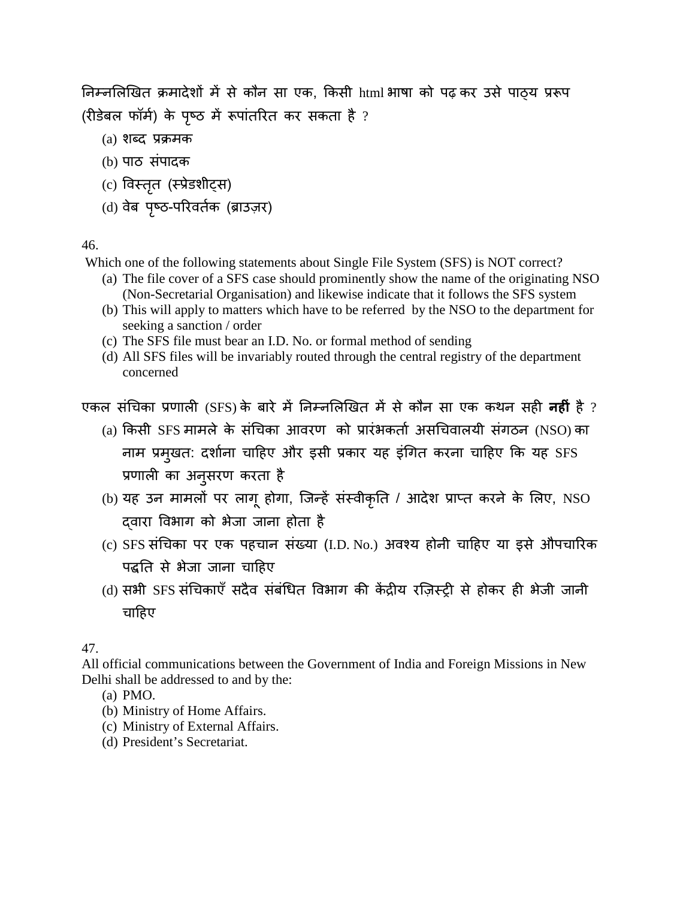निम्नलिखित क्रमादेशों में से कौन सा एक, किसी html भाषा को पढ़ कर उसे पाठ्य प्ररूप (रीडेबल फॉर्म) के पृष्ठ में रूपांतरित कर सकता है ?

(a) शब्द प्रक्रमक
(b) पाठ संपादक
(c) विस्तृत (स्प्रेडशीट्स)
(d) वेब पृष्ठ-परिवर्तक (ब्राउज़र)

46.

Which one of the following statements about Single File System (SFS) is NOT correct?

(a) The file cover of a SFS case should prominently show the name of the originating NSO (Non-Secretarial Organisation) and likewise indicate that it follows the SFS system
(b) This will apply to matters which have to be referred by the NSO to the department for seeking a sanction / order
(c) The SFS file must bear an I.D. No. or formal method of sending
(d) All SFS files will be invariably routed through the central registry of the department concerned

एकल संचिका प्रणाली (SFS) के बारे में निम्नलिखित में से कौन सा एक कथन सही **नहीं** है ?

(a) किसी SFS मामले के संचिका आवरण को प्रारंभकर्ता असचिवालयी संगठन (NSO) का नाम प्रमुखत: दर्शाना चाहिए और इसी प्रकार यह इंगित करना चाहिए कि यह SFS प्रणाली का अनुसरण करता है
(b) यह उन मामलों पर लागू होगा, जिन्हें संस्वीकृति / आदेश प्राप्त करने के लिए, NSO द्वारा विभाग को भेजा जाना होता है
(c) SFS संचिका पर एक पहचान संख्या (I.D. No.) अवश्य होनी चाहिए या इसे औपचारिक पद्धति से भेजा जाना चाहिए
(d) सभी SFS संचिकाएँ सदैव संबंधित विभाग की केंद्रीय रज़िस्ट्री से होकर ही भेजी जानी चाहिए

47.

All official communications between the Government of India and Foreign Missions in New Delhi shall be addressed to and by the:

(a) PMO.
(b) Ministry of Home Affairs.
(c) Ministry of External Affairs.
(d) President's Secretariat.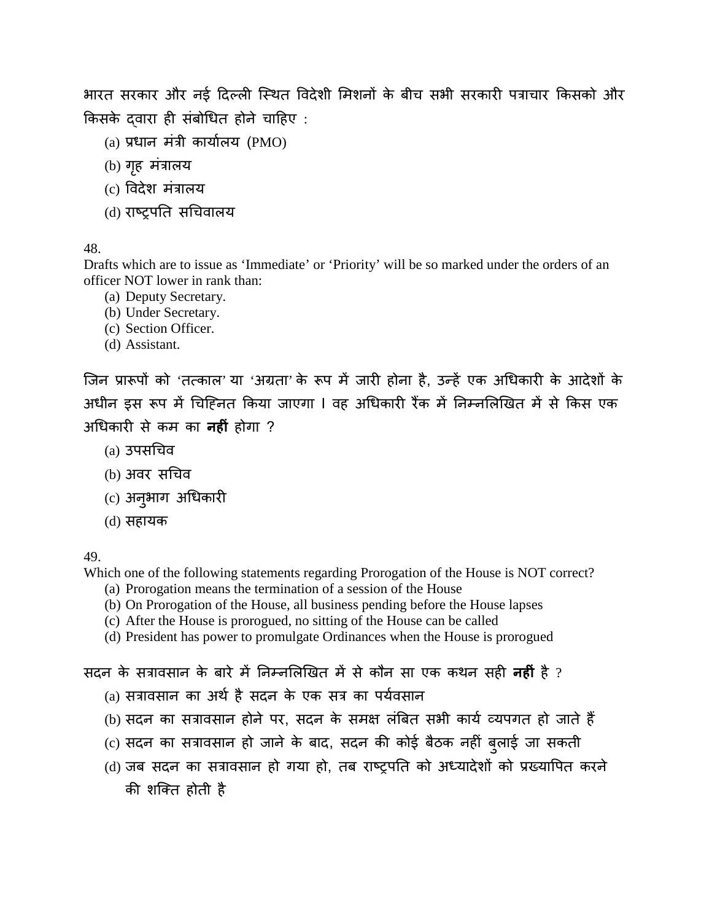भारत सरकार और नई दिल्ली स्थित विदेशी मिशनों के बीच सभी सरकारी पत्राचार किसको और किसके द्वारा ही संबोधित होने चाहिए :

(a) प्रधान मंत्री कार्यालय (PMO)
(b) गृह मंत्रालय
(c) विदेश मंत्रालय
(d) राष्ट्रपति सचिवालय

48.
Drafts which are to issue as 'Immediate' or 'Priority' will be so marked under the orders of an officer NOT lower in rank than:

(a) Deputy Secretary.
(b) Under Secretary.
(c) Section Officer.
(d) Assistant.

जिन प्रारूपों को 'तत्काल' या 'अग्रता' के रूप में जारी होना है, उन्हें एक अधिकारी के आदेशों के अधीन इस रूप में चिह्नित किया जाएगा। वह अधिकारी रैंक में निम्नलिखित में से किस एक अधिकारी से कम का **नहीं** होगा ?

(a) उपसचिव
(b) अवर सचिव
(c) अनुभाग अधिकारी
(d) सहायक

49.
Which one of the following statements regarding Prorogation of the House is NOT correct?

(a) Prorogation means the termination of a session of the House
(b) On Prorogation of the House, all business pending before the House lapses
(c) After the House is prorogued, no sitting of the House can be called
(d) President has power to promulgate Ordinances when the House is prorogued

सदन के सत्रावसान के बारे में निम्नलिखित में से कौन सा एक कथन सही **नहीं** है ?

(a) सत्रावसान का अर्थ है सदन के एक सत्र का पर्यवसान
(b) सदन का सत्रावसान होने पर, सदन के समक्ष लंबित सभी कार्य व्यपगत हो जाते हैं
(c) सदन का सत्रावसान हो जाने के बाद, सदन की कोई बैठक नहीं बुलाई जा सकती
(d) जब सदन का सत्रावसान हो गया हो, तब राष्ट्रपति को अध्यादेशों को प्रख्यापित करने की शक्ति होती है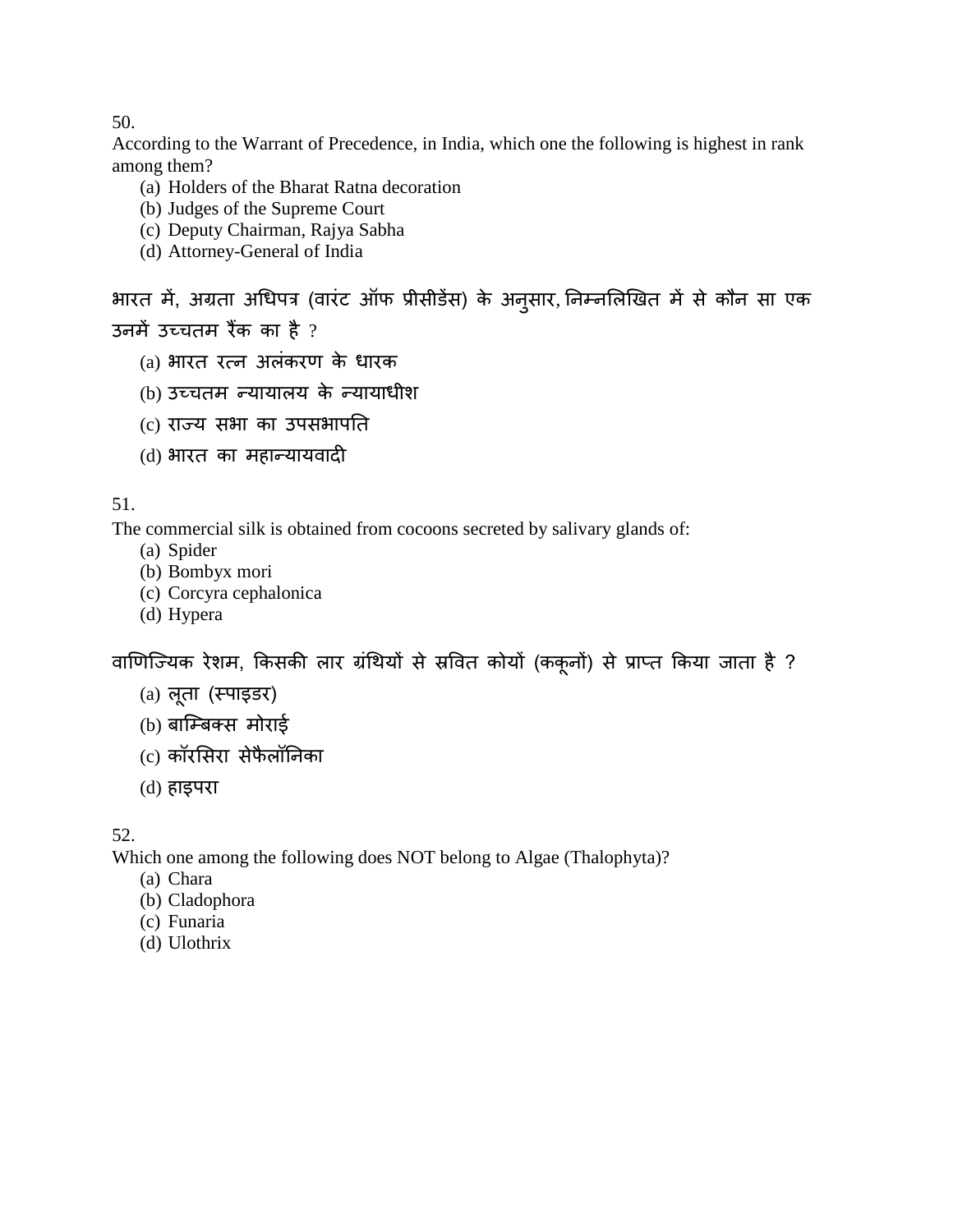50.

According to the Warrant of Precedence, in India, which one the following is highest in rank among them?

(a) Holders of the Bharat Ratna decoration
(b) Judges of the Supreme Court
(c) Deputy Chairman, Rajya Sabha
(d) Attorney-General of India

भारत में, अग्रता अधिपत्र (वारंट ऑफ प्रीसीडेंस) के अनुसार, निम्नलिखित में से कौन सा एक उनमें उच्चतम रैंक का है ?

(a) भारत रत्न अलंकरण के धारक
(b) उच्चतम न्यायालय के न्यायाधीश
(c) राज्य सभा का उपसभापति
(d) भारत का महान्यायवादी

51.

The commercial silk is obtained from cocoons secreted by salivary glands of:

(a) Spider
(b) Bombyx mori
(c) Corcyra cephalonica
(d) Hypera

वाणिज्यिक रेशम, किसकी लार ग्रंथियों से स्रवित कोयों (ककूनों) से प्राप्त किया जाता है ?

(a) लूता (स्पाइडर)
(b) बाम्बिक्स मोराई
(c) कॉरसिरा सेफैलॉनिका
(d) हाइपरा

52.

Which one among the following does NOT belong to Algae (Thalophyta)?

(a) Chara
(b) Cladophora
(c) Funaria
(d) Ulothrix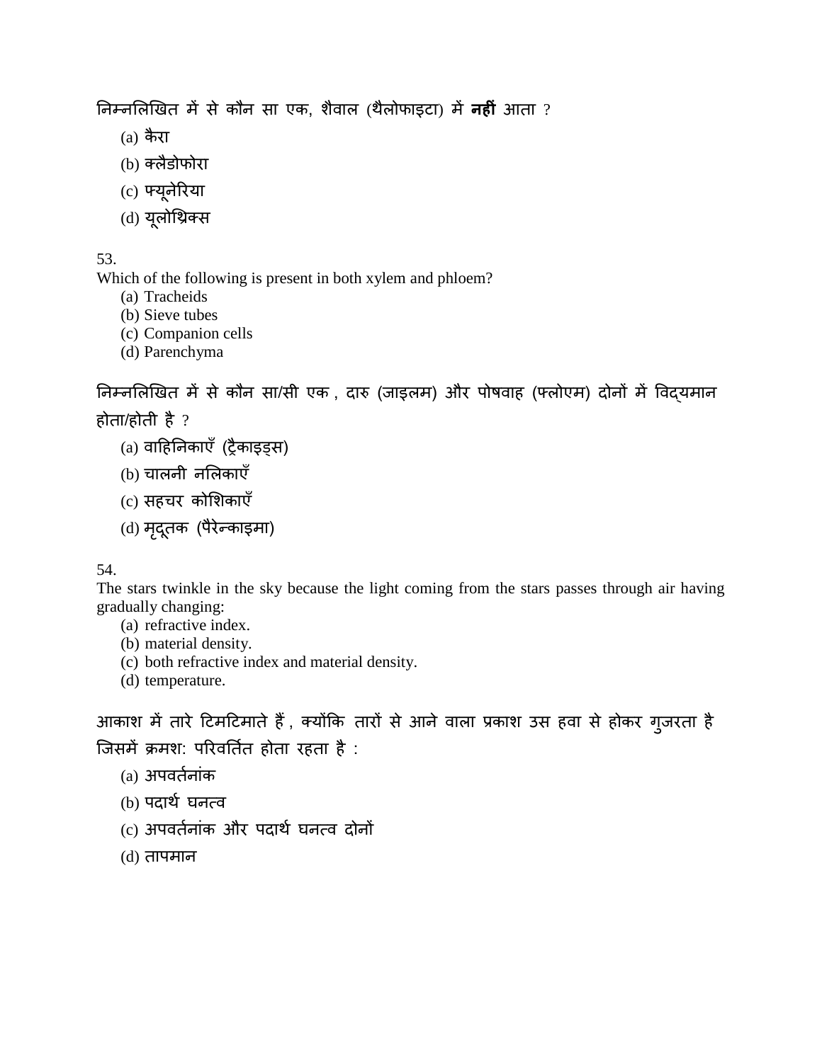निम्नलिखित में से कौन सा एक, शैवाल (थैलोफाइटा) में **नहीं** आता ?

(a) कैरा
(b) क्लैडोफोरा
(c) फ्यूनेरिया
(d) यूलोथ्रिक्स

53.
Which of the following is present in both xylem and phloem?

(a) Tracheids
(b) Sieve tubes
(c) Companion cells
(d) Parenchyma

निम्नलिखित में से कौन सा/सी एक , दारु (जाइलम) और पोषवाह (फ्लोएम) दोनों में विद्यमान होता/होती है ?

(a) वाहिनिकाएँ (ट्रैकाइड्स)
(b) चालनी नलिकाएँ
(c) सहचर कोशिकाएँ
(d) मृदूतक (पैरेन्काइमा)

54.
The stars twinkle in the sky because the light coming from the stars passes through air having gradually changing:

(a) refractive index.
(b) material density.
(c) both refractive index and material density.
(d) temperature.

आकाश में तारे टिमटिमाते हैं , क्योंकि तारों से आने वाला प्रकाश उस हवा से होकर गुजरता है जिसमें क्रमश: परिवर्तित होता रहता है :

(a) अपवर्तनांक
(b) पदार्थ घनत्व
(c) अपवर्तनांक और पदार्थ घनत्व दोनों
(d) तापमान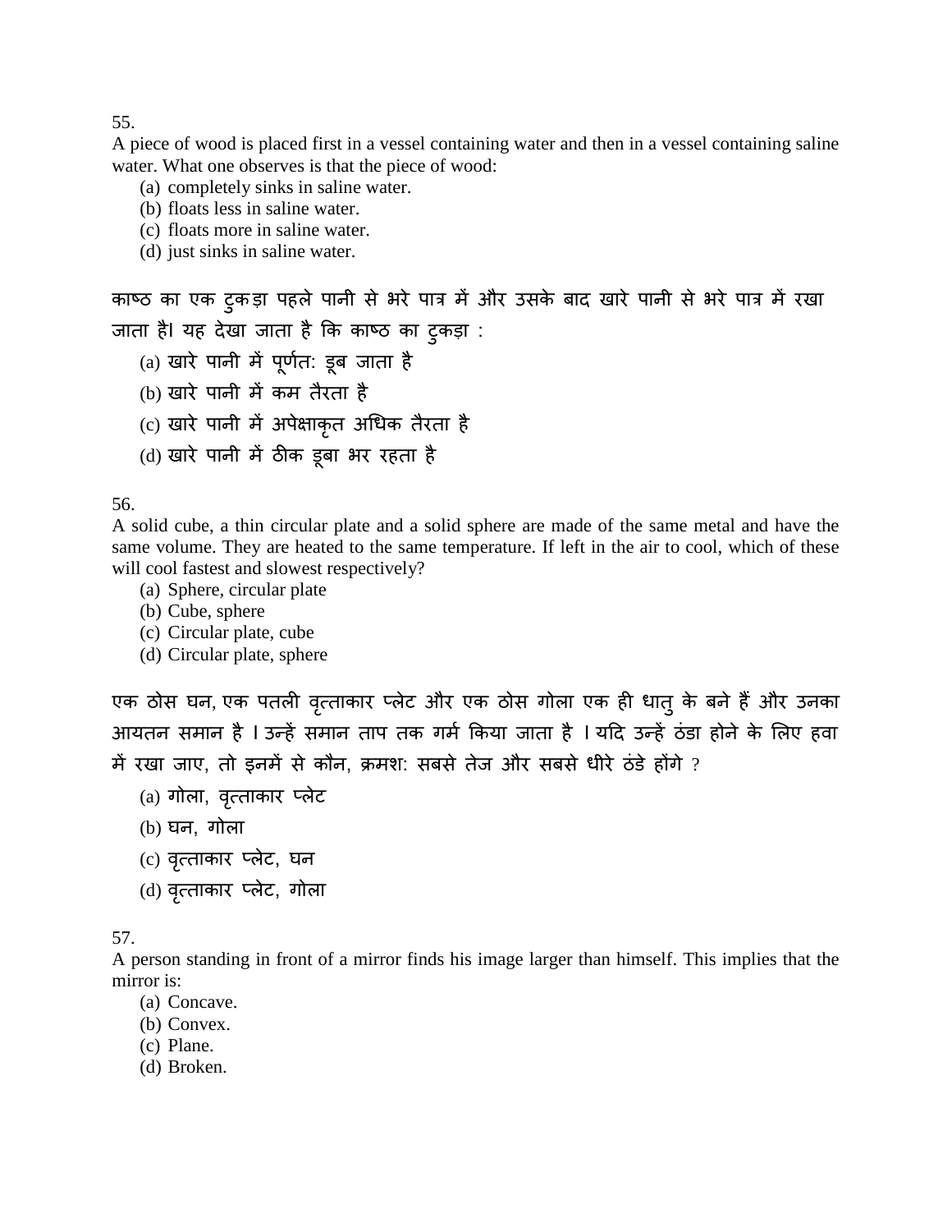55.

A piece of wood is placed first in a vessel containing water and then in a vessel containing saline water. What one observes is that the piece of wood:

(a) completely sinks in saline water.
(b) floats less in saline water.
(c) floats more in saline water.
(d) just sinks in saline water.

काष्ठ का एक टुकड़ा पहले पानी से भरे पात्र में और उसके बाद खारे पानी से भरे पात्र में रखा जाता है। यह देखा जाता है कि काष्ठ का टुकड़ा :

(a) खारे पानी में पूर्णत: डूब जाता है
(b) खारे पानी में कम तैरता है
(c) खारे पानी में अपेक्षाकृत अधिक तैरता है
(d) खारे पानी में ठीक डूबा भर रहता है

56.

A solid cube, a thin circular plate and a solid sphere are made of the same metal and have the same volume. They are heated to the same temperature. If left in the air to cool, which of these will cool fastest and slowest respectively?

(a) Sphere, circular plate
(b) Cube, sphere
(c) Circular plate, cube
(d) Circular plate, sphere

एक ठोस घन, एक पतली वृत्ताकार प्लेट और एक ठोस गोला एक ही धातु के बने हैं और उनका आयतन समान है । उन्हें समान ताप तक गर्म किया जाता है । यदि उन्हें ठंडा होने के लिए हवा में रखा जाए, तो इनमें से कौन, क्रमश: सबसे तेज और सबसे धीरे ठंडे होंगे ?

(a) गोला, वृत्ताकार प्लेट
(b) घन, गोला
(c) वृत्ताकार प्लेट, घन
(d) वृत्ताकार प्लेट, गोला

57.

A person standing in front of a mirror finds his image larger than himself. This implies that the mirror is:

(a) Concave.
(b) Convex.
(c) Plane.
(d) Broken.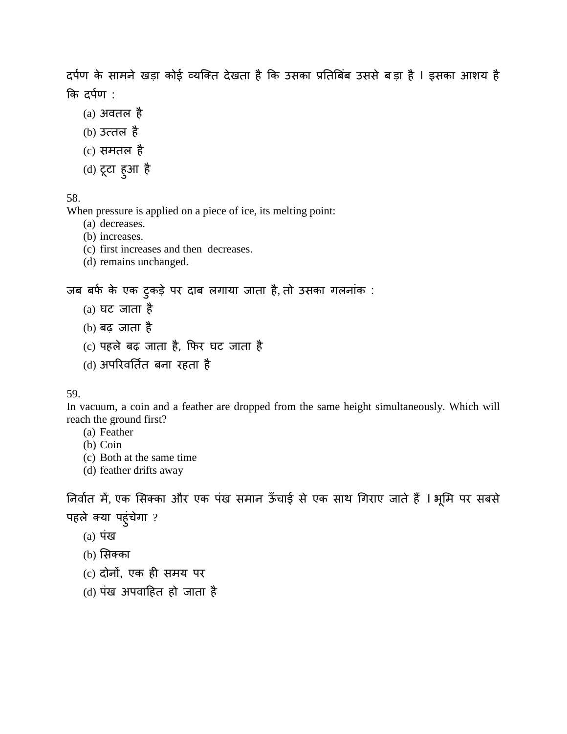दर्पण के सामने खड़ा कोई व्यक्ति देखता है कि उसका प्रतिबिंब उससे बड़ा है । इसका आशय है कि दर्पण :

(a) अवतल है
(b) उत्तल है
(c) समतल है
(d) टूटा हुआ है

58.
When pressure is applied on a piece of ice, its melting point:

(a) decreases.
(b) increases.
(c) first increases and then decreases.
(d) remains unchanged.

जब बर्फ के एक टुकड़े पर दाब लगाया जाता है, तो उसका गलनांक :

(a) घट जाता है
(b) बढ़ जाता है
(c) पहले बढ़ जाता है, फिर घट जाता है
(d) अपरिवर्तित बना रहता है

59.
In vacuum, a coin and a feather are dropped from the same height simultaneously. Which will reach the ground first?

(a) Feather
(b) Coin
(c) Both at the same time
(d) feather drifts away

निर्वात में, एक सिक्का और एक पंख समान ऊँचाई से एक साथ गिराए जाते हैं । भूमि पर सबसे पहले क्या पहुंचेगा ?

(a) पंख
(b) सिक्का
(c) दोनों, एक ही समय पर
(d) पंख अपवाहित हो जाता है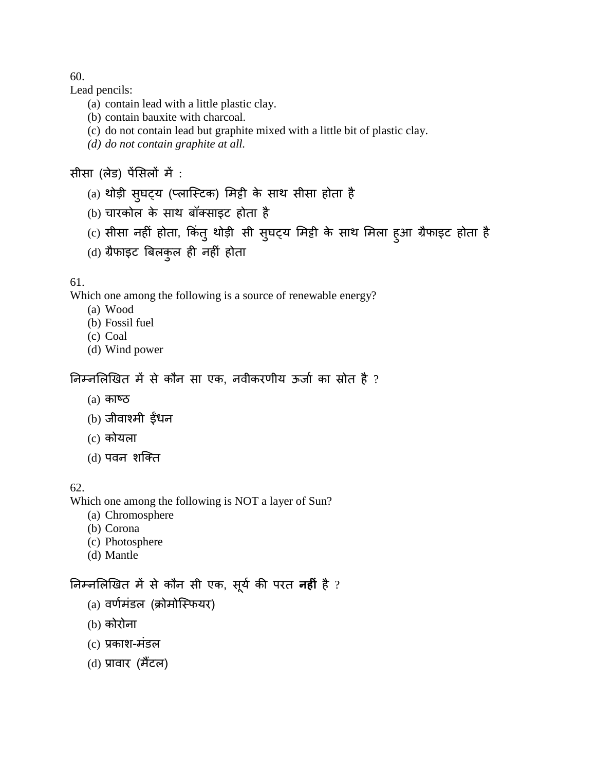60.

Lead pencils:

(a) contain lead with a little plastic clay.
(b) contain bauxite with charcoal.
(c) do not contain lead but graphite mixed with a little bit of plastic clay.
*(d) do not contain graphite at all.*

सीसा (लेड) पेंसिलों में :

(a) थोड़ी सुघट्य (प्लास्टिक) मिट्टी के साथ सीसा होता है
(b) चारकोल के साथ बॉक्साइट होता है
(c) सीसा नहीं होता, किंतु थोड़ी सी सुघट्य मिट्टी के साथ मिला हुआ ग्रैफाइट होता है
(d) ग्रैफाइट बिलकुल ही नहीं होता

61.

Which one among the following is a source of renewable energy?

(a) Wood
(b) Fossil fuel
(c) Coal
(d) Wind power

निम्नलिखित में से कौन सा एक, नवीकरणीय ऊर्जा का स्रोत है ?

(a) काष्ठ
(b) जीवाश्मी ईंधन
(c) कोयला
(d) पवन शक्ति

62.

Which one among the following is NOT a layer of Sun?

(a) Chromosphere
(b) Corona
(c) Photosphere
(d) Mantle

निम्नलिखित में से कौन सी एक, सूर्य की परत **नहीं** है ?

(a) वर्णमंडल (क्रोमोस्फियर)
(b) कोरोना
(c) प्रकाश-मंडल
(d) प्रावार (मैंटल)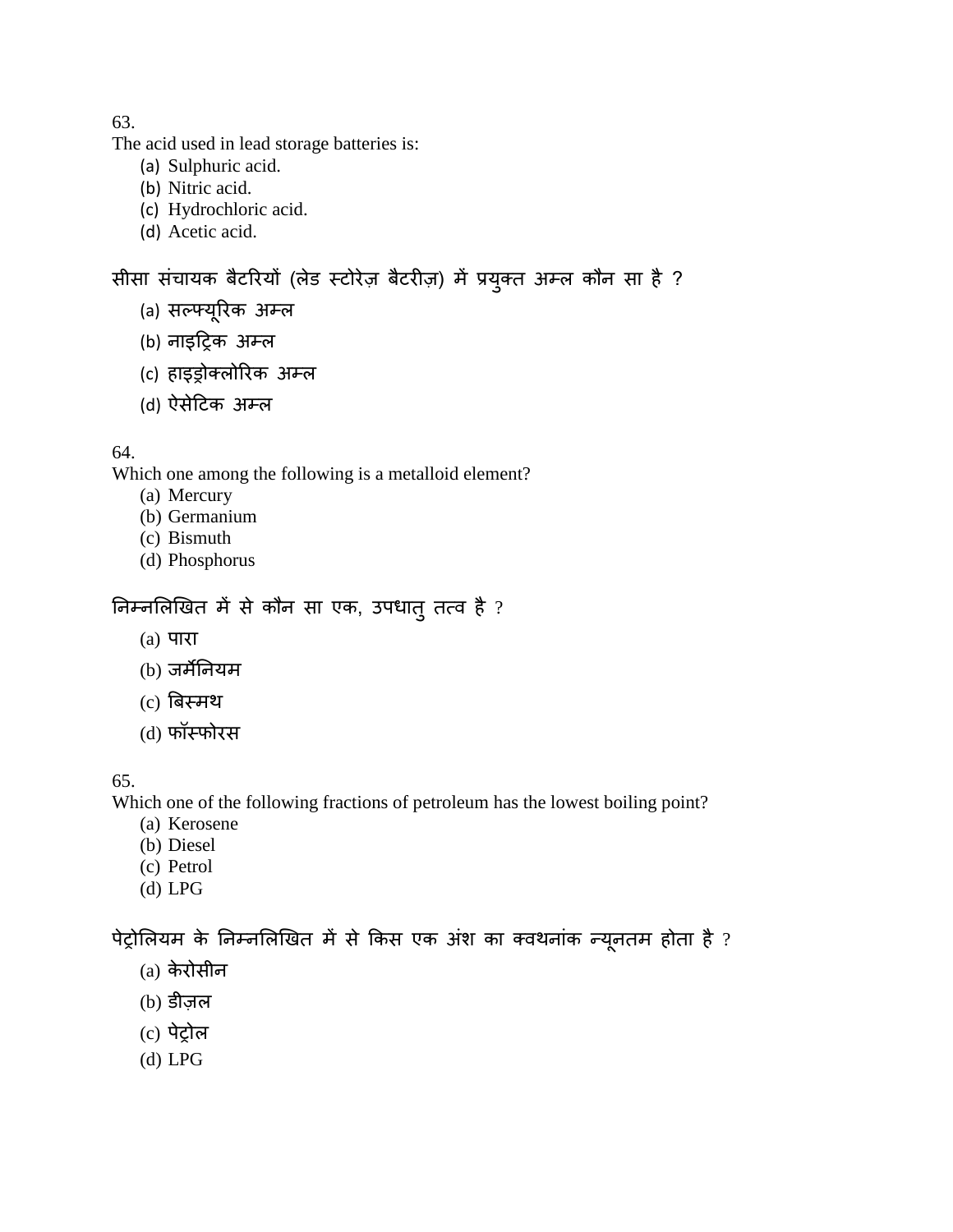63.
The acid used in lead storage batteries is:
- (a) Sulphuric acid.
- (b) Nitric acid.
- (c) Hydrochloric acid.
- (d) Acetic acid.

सीसा संचायक बैटरियों (लेड स्टोरेज़ बैटरीज़) में प्रयुक्त अम्ल कौन सा है ?
- (a) सल्फ्यूरिक अम्ल
- (b) नाइट्रिक अम्ल
- (c) हाइड्रोक्लोरिक अम्ल
- (d) ऐसेटिक अम्ल

64.
Which one among the following is a metalloid element?
- (a) Mercury
- (b) Germanium
- (c) Bismuth
- (d) Phosphorus

निम्नलिखित में से कौन सा एक, उपधातु तत्व है ?
- (a) पारा
- (b) जर्मेनियम
- (c) बिस्मथ
- (d) फॉस्फोरस

65.
Which one of the following fractions of petroleum has the lowest boiling point?
- (a) Kerosene
- (b) Diesel
- (c) Petrol
- (d) LPG

पेट्रोलियम के निम्नलिखित में से किस एक अंश का क्वथनांक न्यूनतम होता है ?
- (a) केरोसीन
- (b) डीज़ल
- (c) पेट्रोल
- (d) LPG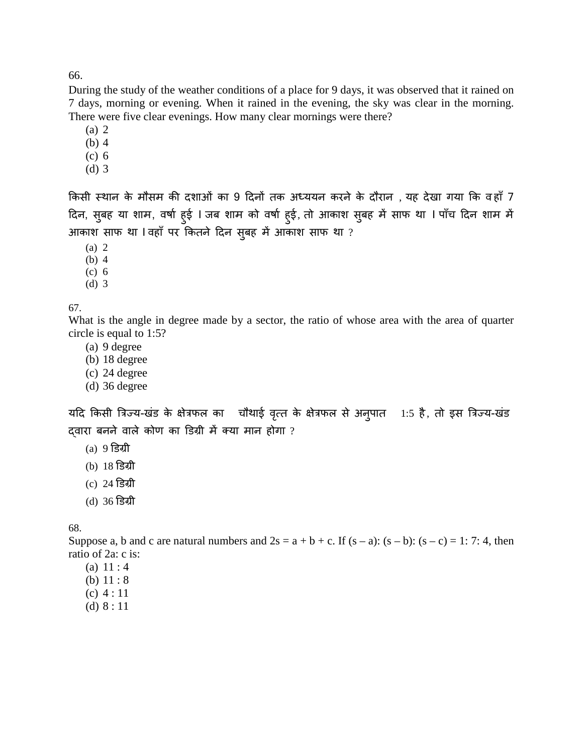66.

During the study of the weather conditions of a place for 9 days, it was observed that it rained on 7 days, morning or evening. When it rained in the evening, the sky was clear in the morning. There were five clear evenings. How many clear mornings were there?

(a) 2
(b) 4
(c) 6
(d) 3

किसी स्थान के मौसम की दशाओं का 9 दिनों तक अध्ययन करने के दौरान , यह देखा गया कि वहाँ 7 दिन, सुबह या शाम, वर्षा हुई । जब शाम को वर्षा हुई, तो आकाश सुबह में साफ था । पाँच दिन शाम में आकाश साफ था । वहाँ पर कितने दिन सुबह में आकाश साफ था ?

(a) 2
(b) 4
(c) 6
(d) 3

67.

What is the angle in degree made by a sector, the ratio of whose area with the area of quarter circle is equal to 1:5?

(a) 9 degree
(b) 18 degree
(c) 24 degree
(d) 36 degree

यदि किसी त्रिज्य-खंड के क्षेत्रफल का चौथाई वृत्त के क्षेत्रफल से अनुपात 1:5 है, तो इस त्रिज्य-खंड द्वारा बनने वाले कोण का डिग्री में क्या मान होगा ?

(a) 9 डिग्री
(b) 18 डिग्री
(c) 24 डिग्री
(d) 36 डिग्री

68.

Suppose a, b and c are natural numbers and $2s = a + b + c$. If $(s – a): (s – b): (s – c) = 1: 7: 4$, then ratio of 2a: c is:

(a) 11 : 4
(b) 11 : 8
(c) 4 : 11
(d) 8 : 11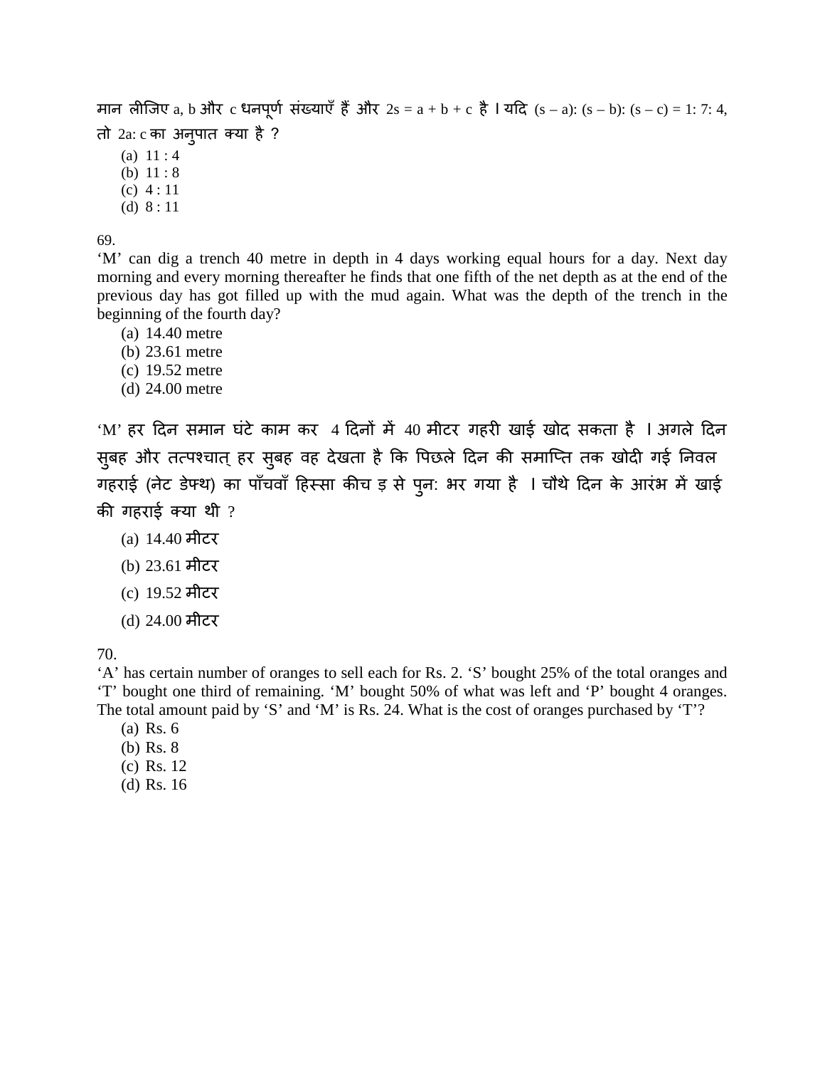मान लीजिए a, b और c धनपूर्ण संख्याएँ हैं और $2s = a + b + c$ है । यदि $(s – a): (s – b): (s – c) = 1: 7: 4$, तो $2a: c$ का अनुपात क्या है ?

(a) 11 : 4
(b) 11 : 8
(c) 4 : 11
(d) 8 : 11

69.

‘M’ can dig a trench 40 metre in depth in 4 days working equal hours for a day. Next day morning and every morning thereafter he finds that one fifth of the net depth as at the end of the previous day has got filled up with the mud again. What was the depth of the trench in the beginning of the fourth day?

(a) 14.40 metre
(b) 23.61 metre
(c) 19.52 metre
(d) 24.00 metre

‘M’ हर दिन समान घंटे काम कर 4 दिनों में 40 मीटर गहरी खाई खोद सकता है । अगले दिन सुबह और तत्पश्चात् हर सुबह वह देखता है कि पिछले दिन की समाप्ति तक खोदी गई निवल गहराई (नेट डेफ्थ) का पाँचवाँ हिस्सा कीच ड़ से पुन: भर गया है । चौथे दिन के आरंभ में खाई की गहराई क्या थी ?

(a) 14.40 मीटर
(b) 23.61 मीटर
(c) 19.52 मीटर
(d) 24.00 मीटर

70.

‘A’ has certain number of oranges to sell each for Rs. 2. ‘S’ bought 25% of the total oranges and ‘T’ bought one third of remaining. ‘M’ bought 50% of what was left and ‘P’ bought 4 oranges. The total amount paid by ‘S’ and ‘M’ is Rs. 24. What is the cost of oranges purchased by ‘T’?

(a) Rs. 6
(b) Rs. 8
(c) Rs. 12
(d) Rs. 16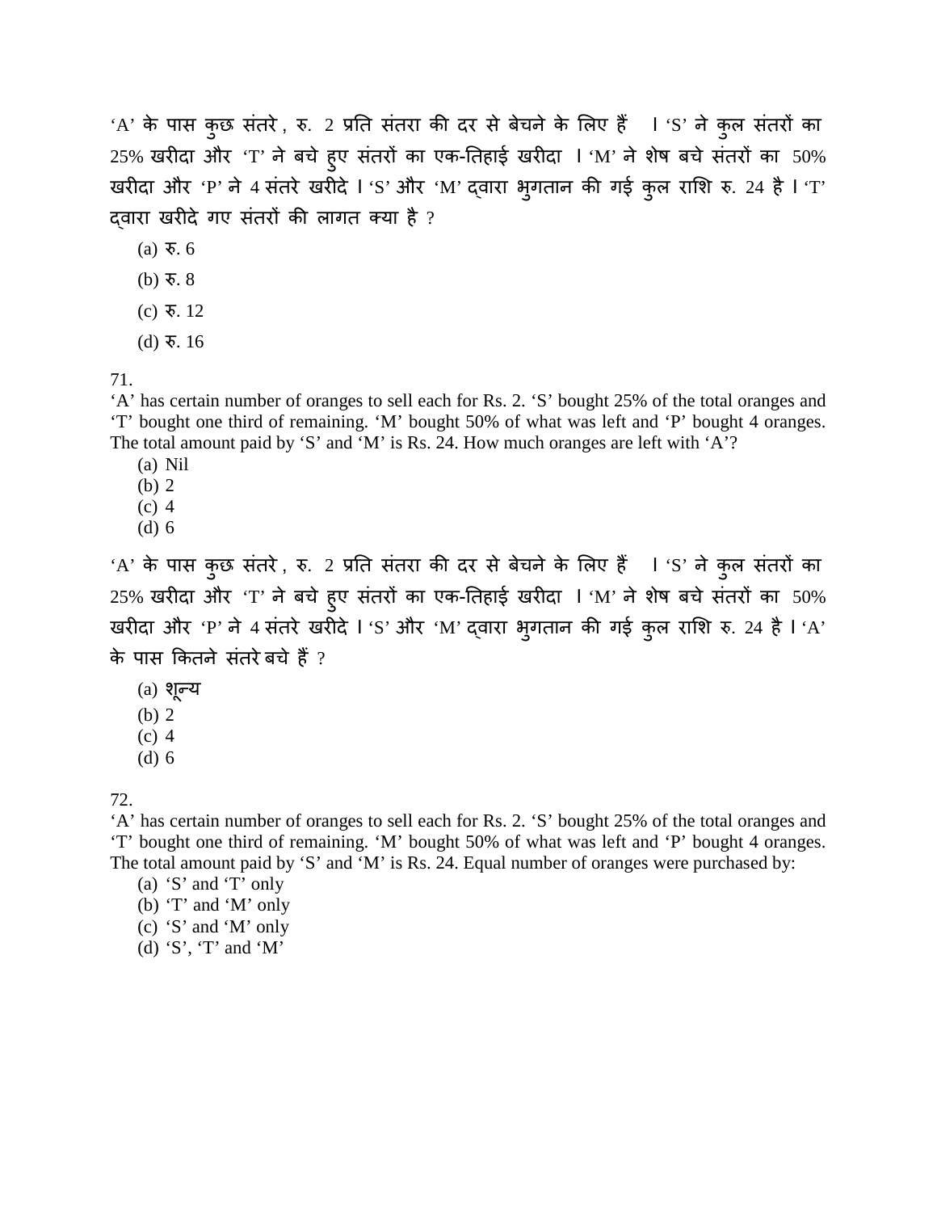‘A’ के पास कुछ संतरे , रु. 2 प्रति संतरा की दर से बेचने के लिए हैं । ‘S’ ने कुल संतरों का 25% खरीदा और ‘T’ ने बचे हुए संतरों का एक-तिहाई खरीदा । ‘M’ ने शेष बचे संतरों का 50% खरीदा और ‘P’ ने 4 संतरे खरीदे । ‘S’ और ‘M’ द्वारा भुगतान की गई कुल राशि रु. 24 है । ‘T’ द्वारा खरीदे गए संतरों की लागत क्या है ?

(a) रु. 6

(b) रु. 8

(c) रु. 12

(d) रु. 16

71.

‘A’ has certain number of oranges to sell each for Rs. 2. ‘S’ bought 25% of the total oranges and ‘T’ bought one third of remaining. ‘M’ bought 50% of what was left and ‘P’ bought 4 oranges. The total amount paid by ‘S’ and ‘M’ is Rs. 24. How much oranges are left with ‘A’?

(a) Nil
(b) 2
(c) 4
(d) 6

‘A’ के पास कुछ संतरे , रु. 2 प्रति संतरा की दर से बेचने के लिए हैं । ‘S’ ने कुल संतरों का 25% खरीदा और ‘T’ ने बचे हुए संतरों का एक-तिहाई खरीदा । ‘M’ ने शेष बचे संतरों का 50% खरीदा और ‘P’ ने 4 संतरे खरीदे । ‘S’ और ‘M’ द्वारा भुगतान की गई कुल राशि रु. 24 है । ‘A’ के पास कितने संतरे बचे हैं ?

(a) शून्य
(b) 2
(c) 4
(d) 6

72.

‘A’ has certain number of oranges to sell each for Rs. 2. ‘S’ bought 25% of the total oranges and ‘T’ bought one third of remaining. ‘M’ bought 50% of what was left and ‘P’ bought 4 oranges. The total amount paid by ‘S’ and ‘M’ is Rs. 24. Equal number of oranges were purchased by:

(a) ‘S’ and ‘T’ only
(b) ‘T’ and ‘M’ only
(c) ‘S’ and ‘M’ only
(d) ‘S’, ‘T’ and ‘M’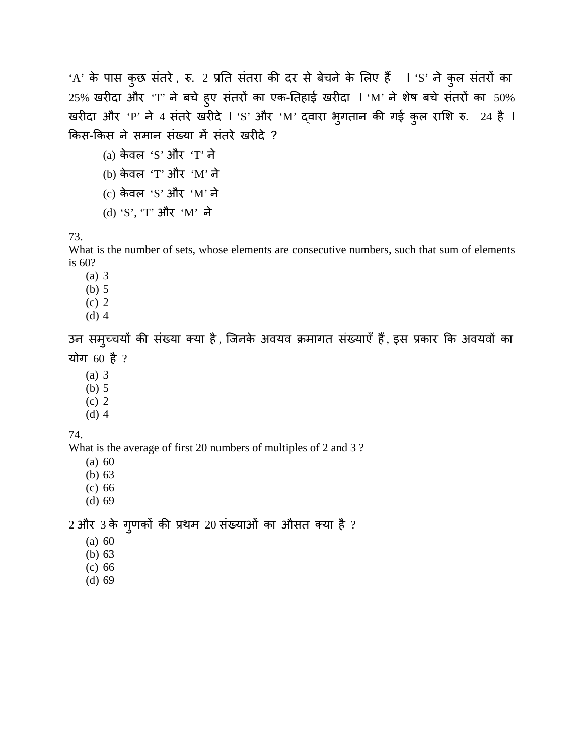'A' के पास कुछ संतरे , रु. 2 प्रति संतरा की दर से बेचने के लिए हैं । 'S' ने कुल संतरों का 25% खरीदा और 'T' ने बचे हुए संतरों का एक-तिहाई खरीदा । 'M' ने शेष बचे संतरों का 50% खरीदा और 'P' ने 4 संतरे खरीदे । 'S' और 'M' द्वारा भुगतान की गई कुल राशि रु. 24 है । किस-किस ने समान संख्या में संतरे खरीदे ?

(a) केवल 'S' और 'T' ने
(b) केवल 'T' और 'M' ने
(c) केवल 'S' और 'M' ने
(d) 'S', 'T' और 'M' ने

73.
What is the number of sets, whose elements are consecutive numbers, such that sum of elements is 60?

(a) 3
(b) 5
(c) 2
(d) 4

उन समुच्चयों की संख्या क्या है , जिनके अवयव क्रमागत संख्याएँ हैं , इस प्रकार कि अवयवों का योग 60 है ?

(a) 3
(b) 5
(c) 2
(d) 4

74.
What is the average of first 20 numbers of multiples of 2 and 3 ?

(a) 60
(b) 63
(c) 66
(d) 69

2 और 3 के गुणकों की प्रथम 20 संख्याओं का औसत क्या है ?

(a) 60
(b) 63
(c) 66
(d) 69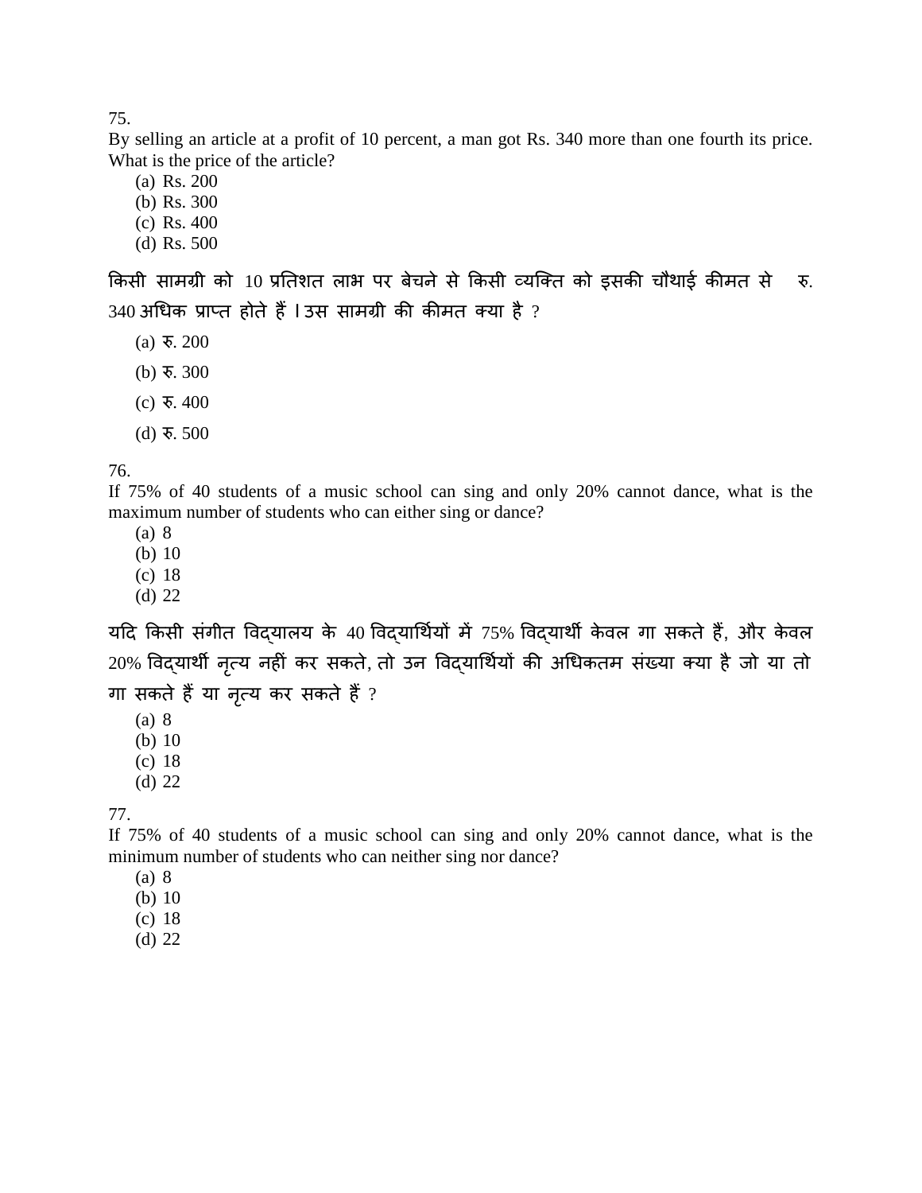75.

By selling an article at a profit of 10 percent, a man got Rs. 340 more than one fourth its price. What is the price of the article?

(a) Rs. 200
(b) Rs. 300
(c) Rs. 400
(d) Rs. 500

किसी सामग्री को 10 प्रतिशत लाभ पर बेचने से किसी व्यक्ति को इसकी चौथाई कीमत से रु. 340 अधिक प्राप्त होते हैं । उस सामग्री की कीमत क्या है ?

(a) रु. 200
(b) रु. 300
(c) रु. 400
(d) रु. 500

76.

If 75% of 40 students of a music school can sing and only 20% cannot dance, what is the maximum number of students who can either sing or dance?

(a) 8
(b) 10
(c) 18
(d) 22

यदि किसी संगीत विद्यालय के 40 विद्यार्थियों में 75% विद्यार्थी केवल गा सकते हैं, और केवल 20% विद्यार्थी नृत्य नहीं कर सकते, तो उन विद्यार्थियों की अधिकतम संख्या क्या है जो या तो गा सकते हैं या नृत्य कर सकते हैं ?

(a) 8
(b) 10
(c) 18
(d) 22

77.

If 75% of 40 students of a music school can sing and only 20% cannot dance, what is the minimum number of students who can neither sing nor dance?

(a) 8
(b) 10
(c) 18
(d) 22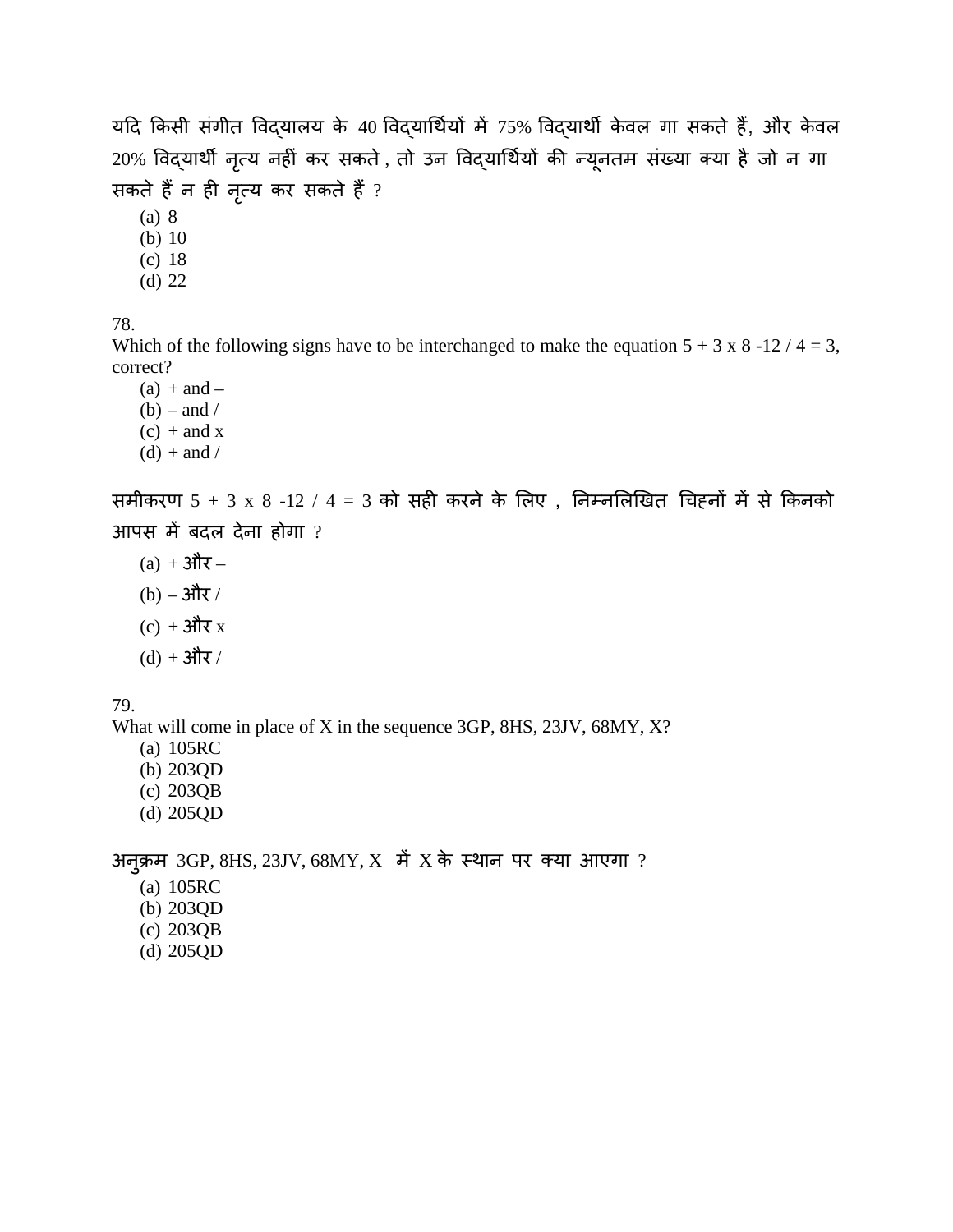यदि किसी संगीत विद्यालय के 40 विद्यार्थियों में 75% विद्यार्थी केवल गा सकते हैं, और केवल 20% विद्यार्थी नृत्य नहीं कर सकते , तो उन विद्यार्थियों की न्यूनतम संख्या क्या है जो न गा सकते हैं न ही नृत्य कर सकते हैं ?

(a) 8
(b) 10
(c) 18
(d) 22

78.
Which of the following signs have to be interchanged to make the equation 5 + 3 x 8 -12 / 4 = 3, correct?

(a) + and –
(b) – and /
(c) + and x
(d) + and /

समीकरण 5 + 3 x 8 -12 / 4 = 3 को सही करने के लिए , निम्नलिखित चिह्नों में से किनको आपस में बदल देना होगा ?

(a) + और –
(b) – और /
(c) + और x
(d) + और /

79.
What will come in place of X in the sequence 3GP, 8HS, 23JV, 68MY, X?

(a) 105RC
(b) 203QD
(c) 203QB
(d) 205QD

अनुक्रम 3GP, 8HS, 23JV, 68MY, X में X के स्थान पर क्या आएगा ?

(a) 105RC
(b) 203QD
(c) 203QB
(d) 205QD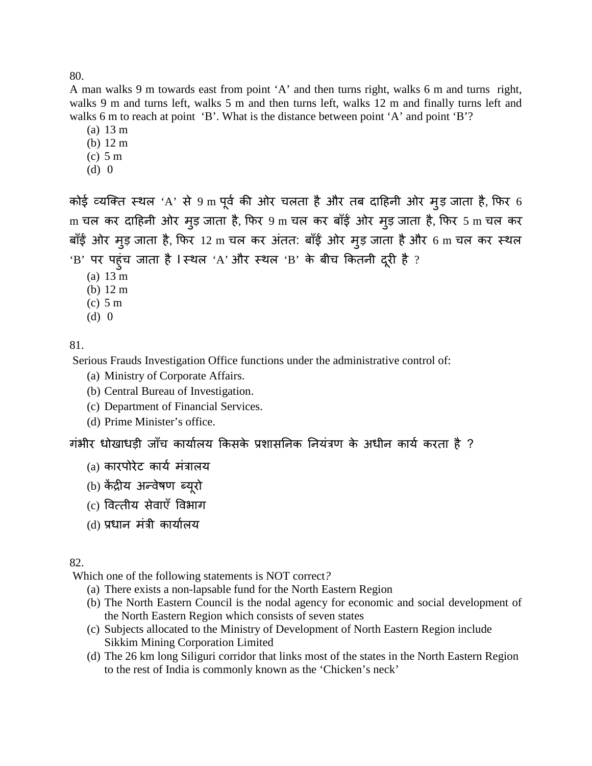80.

A man walks 9 m towards east from point 'A' and then turns right, walks 6 m and turns right, walks 9 m and turns left, walks 5 m and then turns left, walks 12 m and finally turns left and walks 6 m to reach at point 'B'. What is the distance between point 'A' and point 'B'?

(a) 13 m
(b) 12 m
(c) 5 m
(d) 0

कोई व्यक्ति स्थल 'A' से 9 m पूर्व की ओर चलता है और तब दाहिनी ओर मुड़ जाता है, फिर 6 m चल कर दाहिनी ओर मुड़ जाता है, फिर 9 m चल कर बाँईं ओर मुड़ जाता है, फिर 5 m चल कर बाँईं ओर मुड़ जाता है, फिर 12 m चल कर अंततः बाँईं ओर मुड़ जाता है और 6 m चल कर स्थल 'B' पर पहुंच जाता है। स्थल 'A' और स्थल 'B' के बीच कितनी दूरी है ?

(a) 13 m
(b) 12 m
(c) 5 m
(d) 0

81.

Serious Frauds Investigation Office functions under the administrative control of:

(a) Ministry of Corporate Affairs.
(b) Central Bureau of Investigation.
(c) Department of Financial Services.
(d) Prime Minister's office.

गंभीर धोखाधड़ी जाँच कार्यालय किसके प्रशासनिक नियंत्रण के अधीन कार्य करता है ?

(a) कारपोरेट कार्य मंत्रालय
(b) केंद्रीय अन्वेषण ब्यूरो
(c) वित्तीय सेवाएँ विभाग
(d) प्रधान मंत्री कार्यालय

82.

Which one of the following statements is NOT correct?

(a) There exists a non-lapsable fund for the North Eastern Region
(b) The North Eastern Council is the nodal agency for economic and social development of the North Eastern Region which consists of seven states
(c) Subjects allocated to the Ministry of Development of North Eastern Region include Sikkim Mining Corporation Limited
(d) The 26 km long Siliguri corridor that links most of the states in the North Eastern Region to the rest of India is commonly known as the 'Chicken's neck'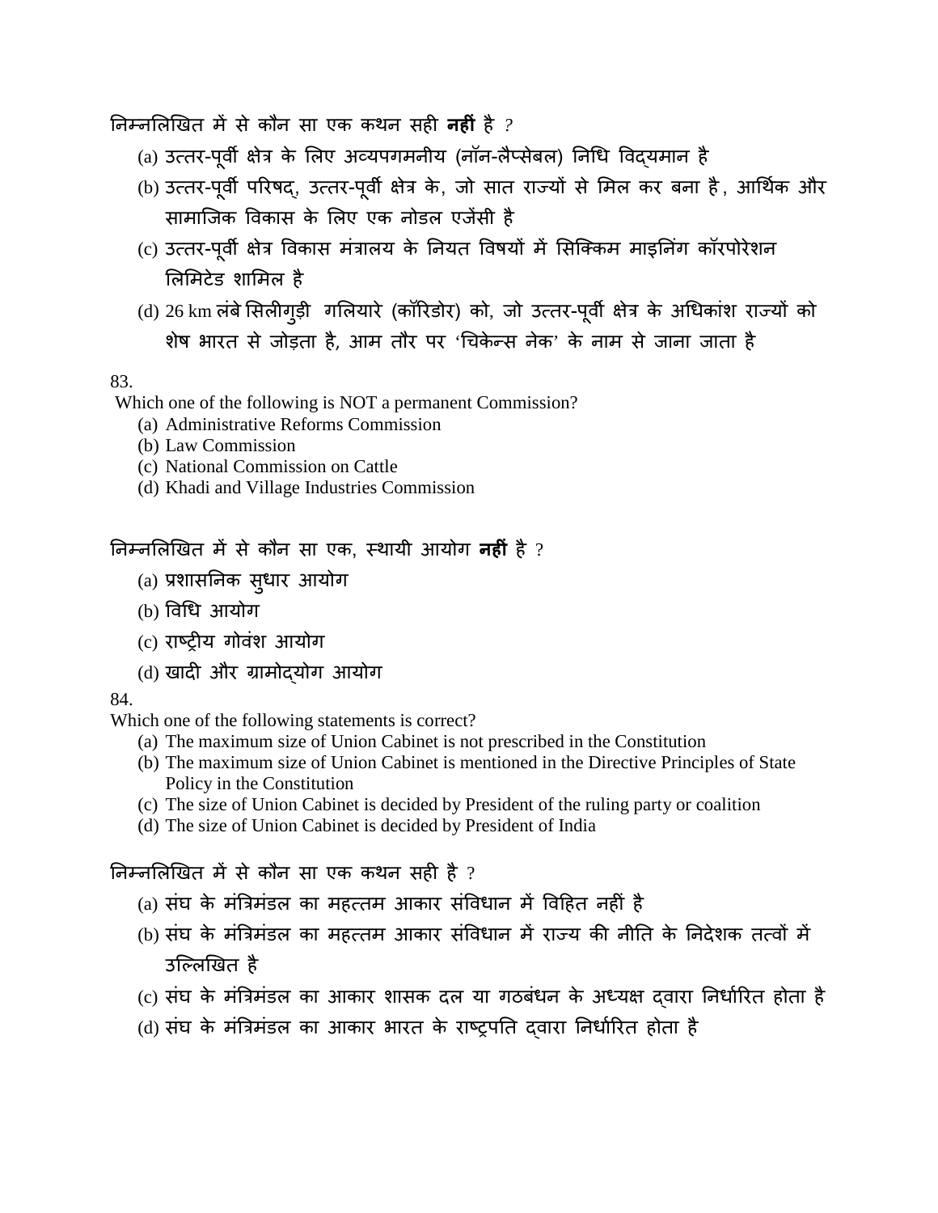निम्नलिखित में से कौन सा एक कथन सही **नहीं** है ?

(a) उत्तर-पूर्वी क्षेत्र के लिए अव्यपगमनीय (नॉन-लैप्सेबल) निधि विद्यमान है

(b) उत्तर-पूर्वी परिषद्, उत्तर-पूर्वी क्षेत्र के, जो सात राज्यों से मिल कर बना है, आर्थिक और सामाजिक विकास के लिए एक नोडल एजेंसी है

(c) उत्तर-पूर्वी क्षेत्र विकास मंत्रालय के नियत विषयों में सिक्किम माइनिंग कॉरपोरेशन लिमिटेड शामिल है

(d) 26 km लंबे सिलीगुड़ी गलियारे (कॉरिडोर) को, जो उत्तर-पूर्वी क्षेत्र के अधिकांश राज्यों को शेष भारत से जोड़ता है, आम तौर पर 'चिकेन्स नेक' के नाम से जाना जाता है

83.

Which one of the following is NOT a permanent Commission?

(a) Administrative Reforms Commission
(b) Law Commission
(c) National Commission on Cattle
(d) Khadi and Village Industries Commission

निम्नलिखित में से कौन सा एक, स्थायी आयोग **नहीं** है ?

(a) प्रशासनिक सुधार आयोग
(b) विधि आयोग
(c) राष्ट्रीय गोवंश आयोग
(d) खादी और ग्रामोद्योग आयोग

84.

Which one of the following statements is correct?

(a) The maximum size of Union Cabinet is not prescribed in the Constitution
(b) The maximum size of Union Cabinet is mentioned in the Directive Principles of State Policy in the Constitution
(c) The size of Union Cabinet is decided by President of the ruling party or coalition
(d) The size of Union Cabinet is decided by President of India

निम्नलिखित में से कौन सा एक कथन सही है ?

(a) संघ के मंत्रिमंडल का महत्तम आकार संविधान में विहित नहीं है

(b) संघ के मंत्रिमंडल का महत्तम आकार संविधान में राज्य की नीति के निदेशक तत्वों में उल्लिखित है

(c) संघ के मंत्रिमंडल का आकार शासक दल या गठबंधन के अध्यक्ष द्वारा निर्धारित होता है

(d) संघ के मंत्रिमंडल का आकार भारत के राष्ट्रपति द्वारा निर्धारित होता है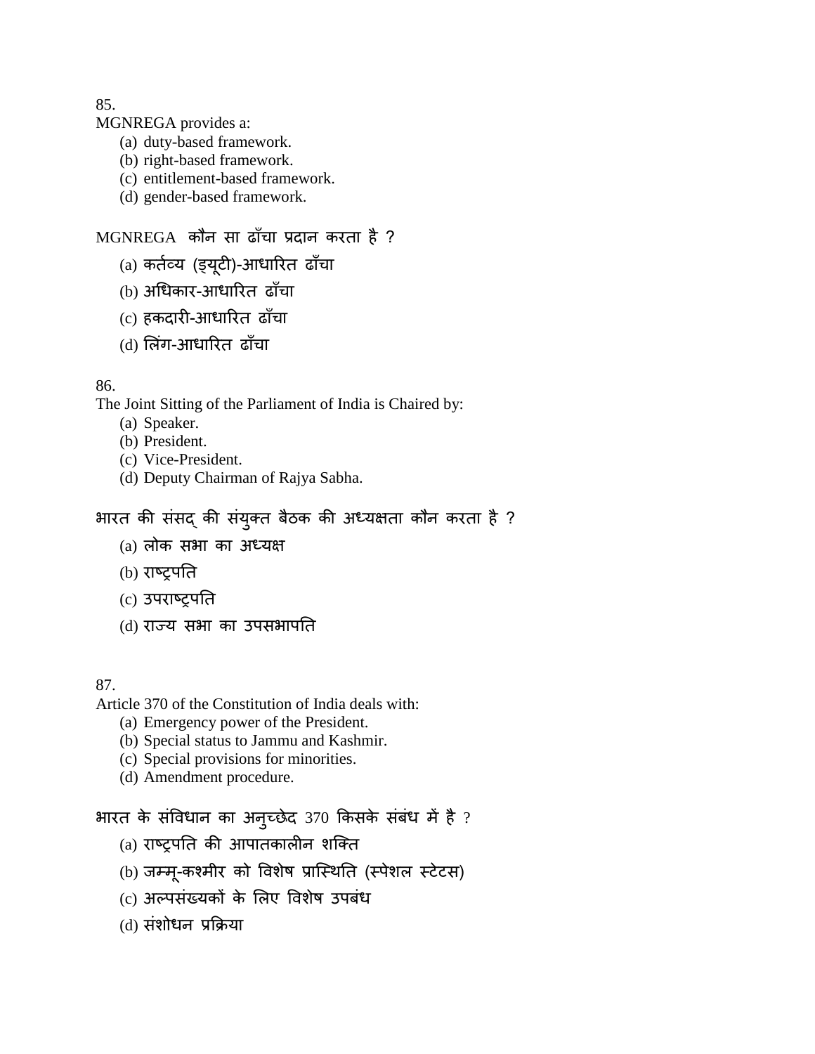85.

MGNREGA provides a:

(a) duty-based framework.
(b) right-based framework.
(c) entitlement-based framework.
(d) gender-based framework.

MGNREGA कौन सा ढाँचा प्रदान करता है ?

(a) कर्तव्य (ड्यूटी)-आधारित ढाँचा
(b) अधिकार-आधारित ढाँचा
(c) हकदारी-आधारित ढाँचा
(d) लिंग-आधारित ढाँचा

86.

The Joint Sitting of the Parliament of India is Chaired by:

(a) Speaker.
(b) President.
(c) Vice-President.
(d) Deputy Chairman of Rajya Sabha.

भारत की संसद् की संयुक्त बैठक की अध्यक्षता कौन करता है ?

(a) लोक सभा का अध्यक्ष
(b) राष्ट्रपति
(c) उपराष्ट्रपति
(d) राज्य सभा का उपसभापति

87.

Article 370 of the Constitution of India deals with:

(a) Emergency power of the President.
(b) Special status to Jammu and Kashmir.
(c) Special provisions for minorities.
(d) Amendment procedure.

भारत के संविधान का अनुच्छेद 370 किसके संबंध में है ?

(a) राष्ट्रपति की आपातकालीन शक्ति
(b) जम्मू-कश्मीर को विशेष प्रास्थिति (स्पेशल स्टेटस)
(c) अल्पसंख्यकों के लिए विशेष उपबंध
(d) संशोधन प्रक्रिया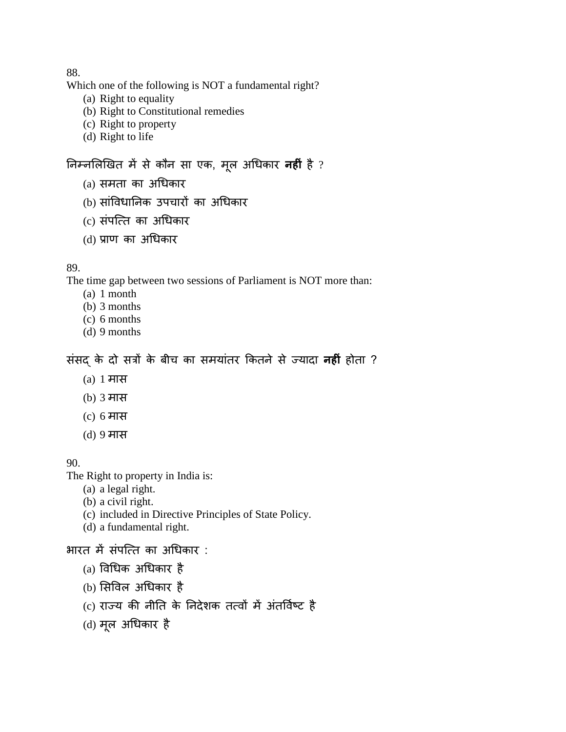88.
Which one of the following is NOT a fundamental right?

(a) Right to equality
(b) Right to Constitutional remedies
(c) Right to property
(d) Right to life

निम्नलिखित में से कौन सा एक, मूल अधिकार **नहीं** है ?

(a) समता का अधिकार
(b) सांविधानिक उपचारों का अधिकार
(c) संपत्ति का अधिकार
(d) प्राण का अधिकार

89.
The time gap between two sessions of Parliament is NOT more than:

(a) 1 month
(b) 3 months
(c) 6 months
(d) 9 months

संसद् के दो सत्रों के बीच का समयांतर कितने से ज्यादा **नहीं** होता ?

(a) 1 मास
(b) 3 मास
(c) 6 मास
(d) 9 मास

90.
The Right to property in India is:

(a) a legal right.
(b) a civil right.
(c) included in Directive Principles of State Policy.
(d) a fundamental right.

भारत में संपत्ति का अधिकार :

(a) विधिक अधिकार है
(b) सिविल अधिकार है
(c) राज्य की नीति के निदेशक तत्वों में अंतर्विष्ट है
(d) मूल अधिकार है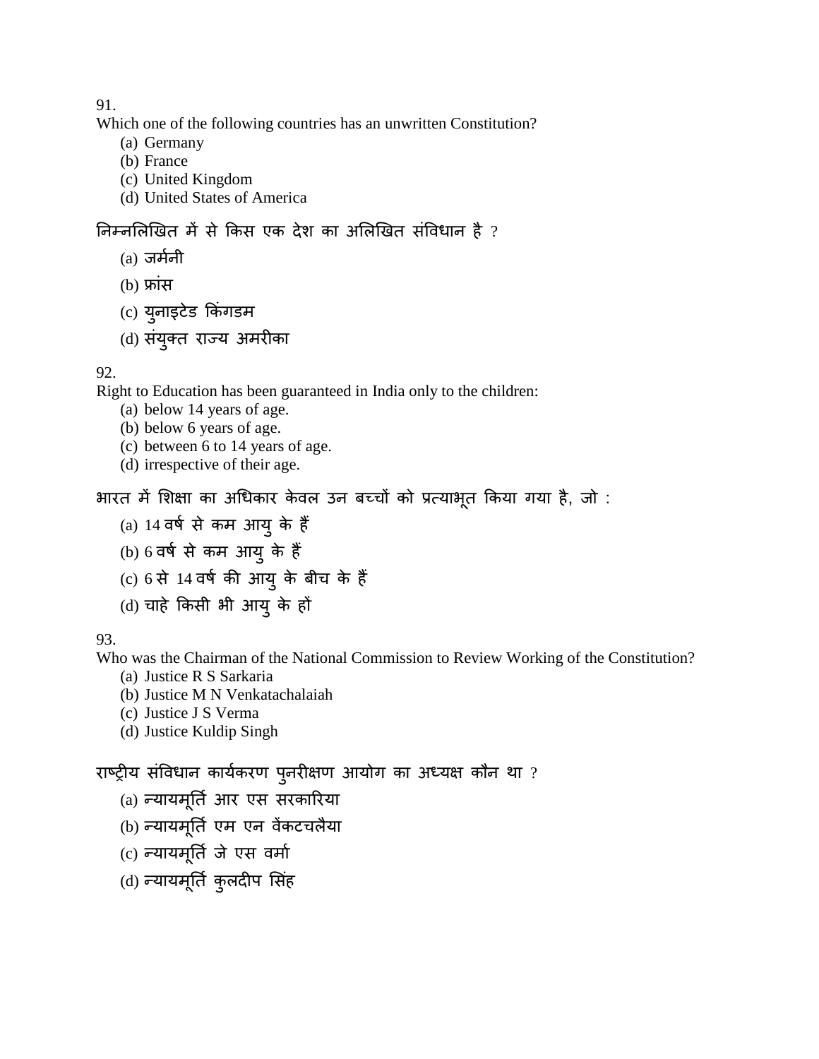91.

Which one of the following countries has an unwritten Constitution?

(a) Germany
(b) France
(c) United Kingdom
(d) United States of America

निम्नलिखित में से किस एक देश का अलिखित संविधान है ?

(a) जर्मनी
(b) फ्रांस
(c) युनाइटेड किंगडम
(d) संयुक्त राज्य अमरीका

92.

Right to Education has been guaranteed in India only to the children:

(a) below 14 years of age.
(b) below 6 years of age.
(c) between 6 to 14 years of age.
(d) irrespective of their age.

भारत में शिक्षा का अधिकार केवल उन बच्चों को प्रत्याभूत किया गया है, जो :

(a) 14 वर्ष से कम आयु के हैं
(b) 6 वर्ष से कम आयु के हैं
(c) 6 से 14 वर्ष की आयु के बीच के हैं
(d) चाहे किसी भी आयु के हों

93.

Who was the Chairman of the National Commission to Review Working of the Constitution?

(a) Justice R S Sarkaria
(b) Justice M N Venkatachalaiah
(c) Justice J S Verma
(d) Justice Kuldip Singh

राष्ट्रीय संविधान कार्यकरण पुनरीक्षण आयोग का अध्यक्ष कौन था ?

(a) न्यायमूर्ति आर एस सरकारिया
(b) न्यायमूर्ति एम एन वेंकटचलैया
(c) न्यायमूर्ति जे एस वर्मा
(d) न्यायमूर्ति कुलदीप सिंह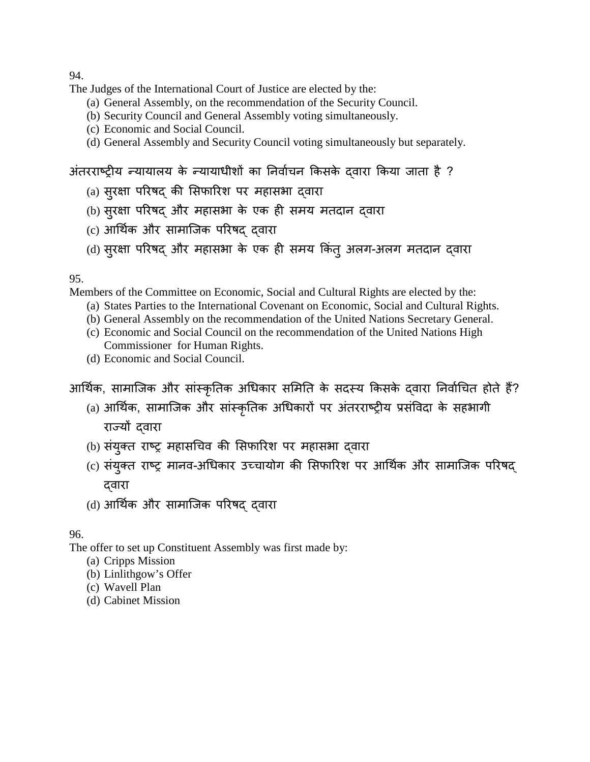94.

The Judges of the International Court of Justice are elected by the:

(a) General Assembly, on the recommendation of the Security Council.
(b) Security Council and General Assembly voting simultaneously.
(c) Economic and Social Council.
(d) General Assembly and Security Council voting simultaneously but separately.

अंतरराष्ट्रीय न्यायालय के न्यायाधीशों का निर्वाचन किसके द्वारा किया जाता है ?

(a) सुरक्षा परिषद् की सिफारिश पर महासभा द्वारा
(b) सुरक्षा परिषद् और महासभा के एक ही समय मतदान द्वारा
(c) आर्थिक और सामाजिक परिषद् द्वारा
(d) सुरक्षा परिषद् और महासभा के एक ही समय किंतु अलग-अलग मतदान द्वारा

95.

Members of the Committee on Economic, Social and Cultural Rights are elected by the:

(a) States Parties to the International Covenant on Economic, Social and Cultural Rights.
(b) General Assembly on the recommendation of the United Nations Secretary General.
(c) Economic and Social Council on the recommendation of the United Nations High Commissioner for Human Rights.
(d) Economic and Social Council.

आर्थिक, सामाजिक और सांस्कृतिक अधिकार समिति के सदस्य किसके द्वारा निर्वाचित होते हैं?

(a) आर्थिक, सामाजिक और सांस्कृतिक अधिकारों पर अंतरराष्ट्रीय प्रसंविदा के सहभागी राज्यों द्वारा
(b) संयुक्त राष्ट्र महासचिव की सिफारिश पर महासभा द्वारा
(c) संयुक्त राष्ट्र मानव-अधिकार उच्चायोग की सिफारिश पर आर्थिक और सामाजिक परिषद् द्वारा
(d) आर्थिक और सामाजिक परिषद् द्वारा

96.

The offer to set up Constituent Assembly was first made by:

(a) Cripps Mission
(b) Linlithgow's Offer
(c) Wavell Plan
(d) Cabinet Mission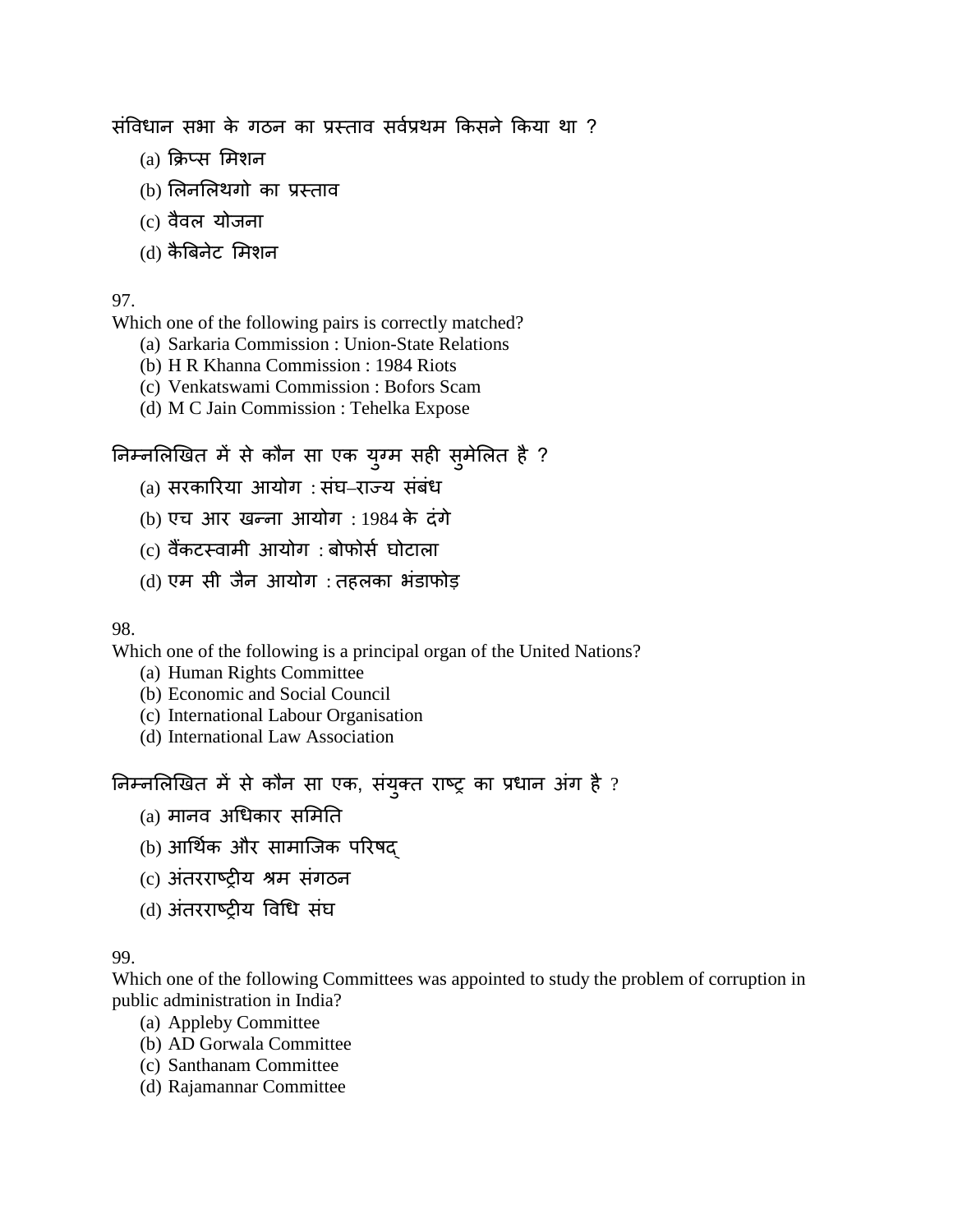संविधान सभा के गठन का प्रस्ताव सर्वप्रथम किसने किया था ?

(a) क्रिप्स मिशन
(b) लिनलिथगो का प्रस्ताव
(c) वैवल योजना
(d) कैबिनेट मिशन

97.
Which one of the following pairs is correctly matched?

(a) Sarkaria Commission : Union-State Relations
(b) H R Khanna Commission : 1984 Riots
(c) Venkatswami Commission : Bofors Scam
(d) M C Jain Commission : Tehelka Expose

निम्नलिखित में से कौन सा एक युग्म सही सुमेलित है ?

(a) सरकारिया आयोग : संघ–राज्य संबंध
(b) एच आर खन्ना आयोग : 1984 के दंगे
(c) वैंकटस्वामी आयोग : बोफोर्स घोटाला
(d) एम सी जैन आयोग : तहलका भंडाफोड़

98.
Which one of the following is a principal organ of the United Nations?

(a) Human Rights Committee
(b) Economic and Social Council
(c) International Labour Organisation
(d) International Law Association

निम्नलिखित में से कौन सा एक, संयुक्त राष्ट्र का प्रधान अंग है ?

(a) मानव अधिकार समिति
(b) आर्थिक और सामाजिक परिषद्
(c) अंतरराष्ट्रीय श्रम संगठन
(d) अंतरराष्ट्रीय विधि संघ

99.
Which one of the following Committees was appointed to study the problem of corruption in public administration in India?

(a) Appleby Committee
(b) AD Gorwala Committee
(c) Santhanam Committee
(d) Rajamannar Committee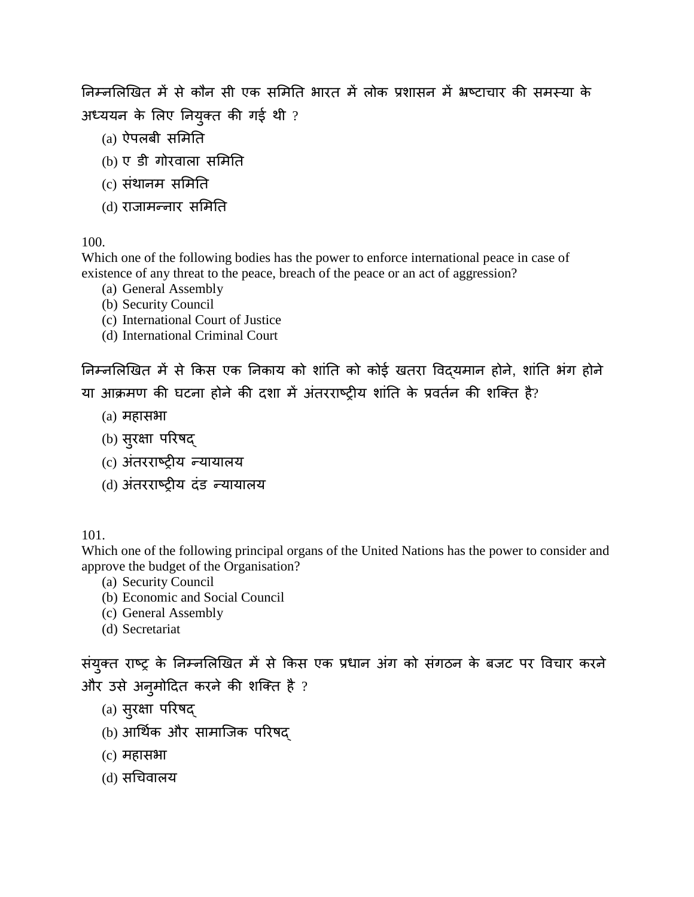निम्नलिखित में से कौन सी एक समिति भारत में लोक प्रशासन में भ्रष्टाचार की समस्या के अध्ययन के लिए नियुक्त की गई थी ?

(a) ऐपलबी समिति
(b) ए डी गोरवाला समिति
(c) संथानम समिति
(d) राजामन्नार समिति

100.
Which one of the following bodies has the power to enforce international peace in case of existence of any threat to the peace, breach of the peace or an act of aggression?

(a) General Assembly
(b) Security Council
(c) International Court of Justice
(d) International Criminal Court

निम्नलिखित में से किस एक निकाय को शांति को कोई खतरा विद्यमान होने, शांति भंग होने या आक्रमण की घटना होने की दशा में अंतरराष्ट्रीय शांति के प्रवर्तन की शक्ति है?

(a) महासभा
(b) सुरक्षा परिषद्
(c) अंतरराष्ट्रीय न्यायालय
(d) अंतरराष्ट्रीय दंड न्यायालय

101.
Which one of the following principal organs of the United Nations has the power to consider and approve the budget of the Organisation?

(a) Security Council
(b) Economic and Social Council
(c) General Assembly
(d) Secretariat

संयुक्त राष्ट्र के निम्नलिखित में से किस एक प्रधान अंग को संगठन के बजट पर विचार करने और उसे अनुमोदित करने की शक्ति है ?

(a) सुरक्षा परिषद्
(b) आर्थिक और सामाजिक परिषद्
(c) महासभा
(d) सचिवालय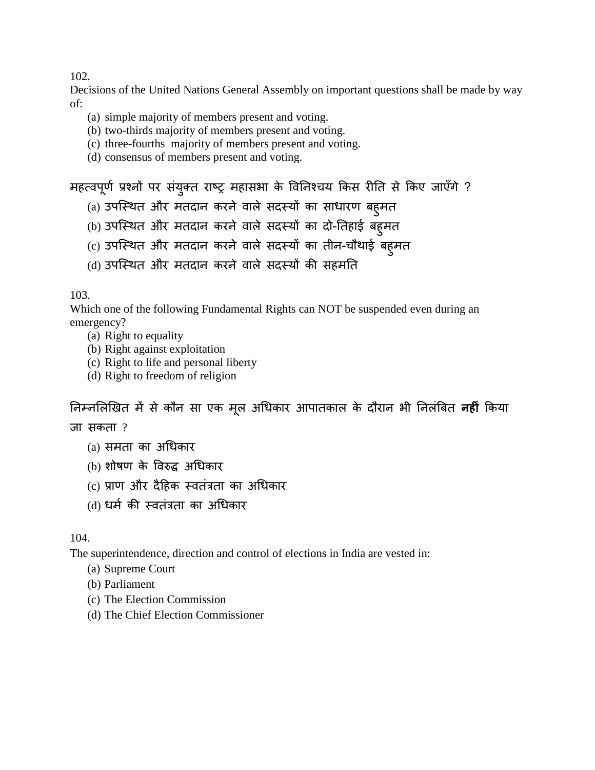102.
Decisions of the United Nations General Assembly on important questions shall be made by way of:

(a) simple majority of members present and voting.
(b) two-thirds majority of members present and voting.
(c) three-fourths majority of members present and voting.
(d) consensus of members present and voting.

महत्वपूर्ण प्रश्नों पर संयुक्त राष्ट्र महासभा के विनिश्चय किस रीति से किए जाएँगे ?

(a) उपस्थित और मतदान करने वाले सदस्यों का साधारण बहुमत
(b) उपस्थित और मतदान करने वाले सदस्यों का दो-तिहाई बहुमत
(c) उपस्थित और मतदान करने वाले सदस्यों का तीन-चौथाई बहुमत
(d) उपस्थित और मतदान करने वाले सदस्यों की सहमति

103.
Which one of the following Fundamental Rights can NOT be suspended even during an emergency?

(a) Right to equality
(b) Right against exploitation
(c) Right to life and personal liberty
(d) Right to freedom of religion

निम्नलिखित में से कौन सा एक मूल अधिकार आपातकाल के दौरान भी निलंबित **नहीं** किया जा सकता ?

(a) समता का अधिकार
(b) शोषण के विरुद्ध अधिकार
(c) प्राण और दैहिक स्वतंत्रता का अधिकार
(d) धर्म की स्वतंत्रता का अधिकार

104.
The superintendence, direction and control of elections in India are vested in:

(a) Supreme Court
(b) Parliament
(c) The Election Commission
(d) The Chief Election Commissioner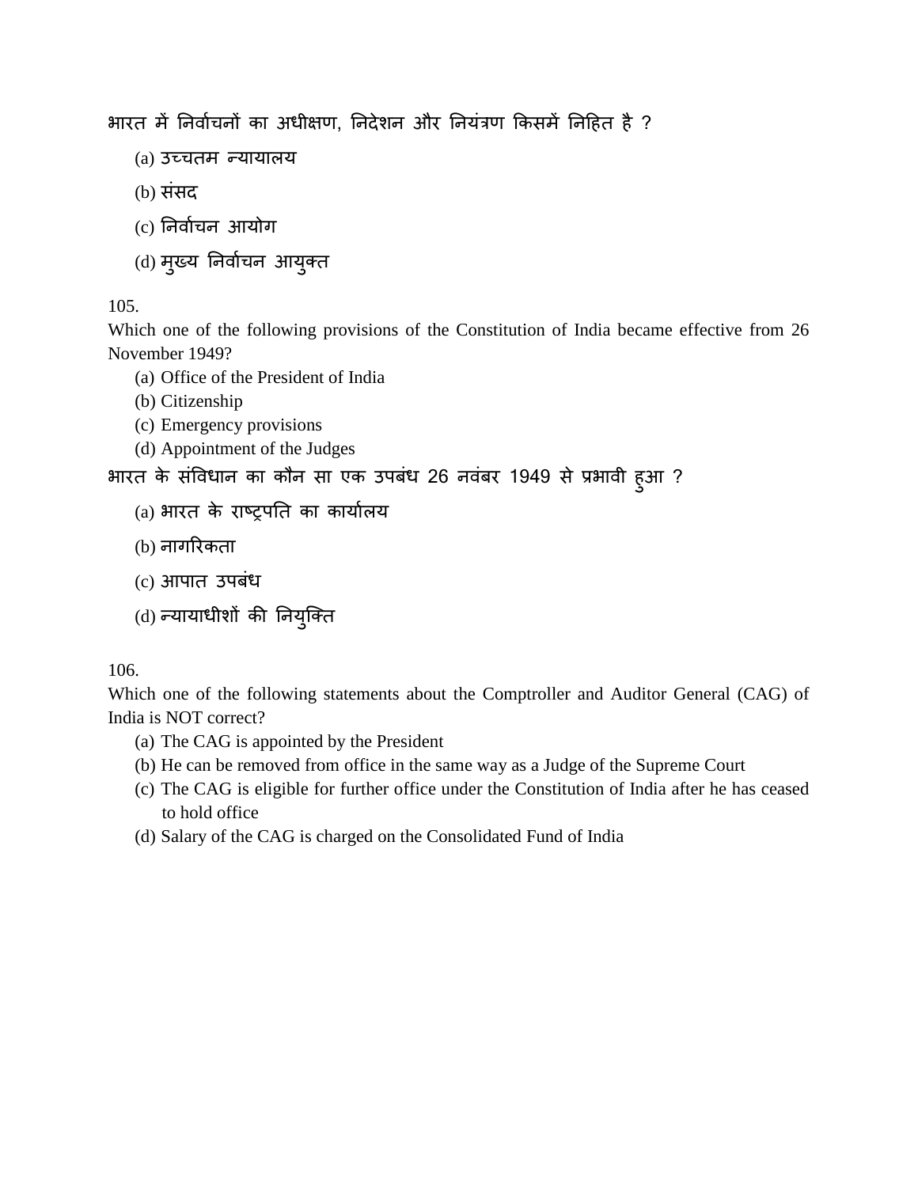भारत में निर्वाचनों का अधीक्षण, निदेशन और नियंत्रण किसमें निहित है ?

(a) उच्चतम न्यायालय

(b) संसद

(c) निर्वाचन आयोग

(d) मुख्य निर्वाचन आयुक्त

105.

Which one of the following provisions of the Constitution of India became effective from 26 November 1949?

(a) Office of the President of India
(b) Citizenship
(c) Emergency provisions
(d) Appointment of the Judges

भारत के संविधान का कौन सा एक उपबंध 26 नवंबर 1949 से प्रभावी हुआ ?

(a) भारत के राष्ट्रपति का कार्यालय

(b) नागरिकता

(c) आपात उपबंध

(d) न्यायाधीशों की नियुक्ति

106.

Which one of the following statements about the Comptroller and Auditor General (CAG) of India is NOT correct?

(a) The CAG is appointed by the President
(b) He can be removed from office in the same way as a Judge of the Supreme Court
(c) The CAG is eligible for further office under the Constitution of India after he has ceased to hold office
(d) Salary of the CAG is charged on the Consolidated Fund of India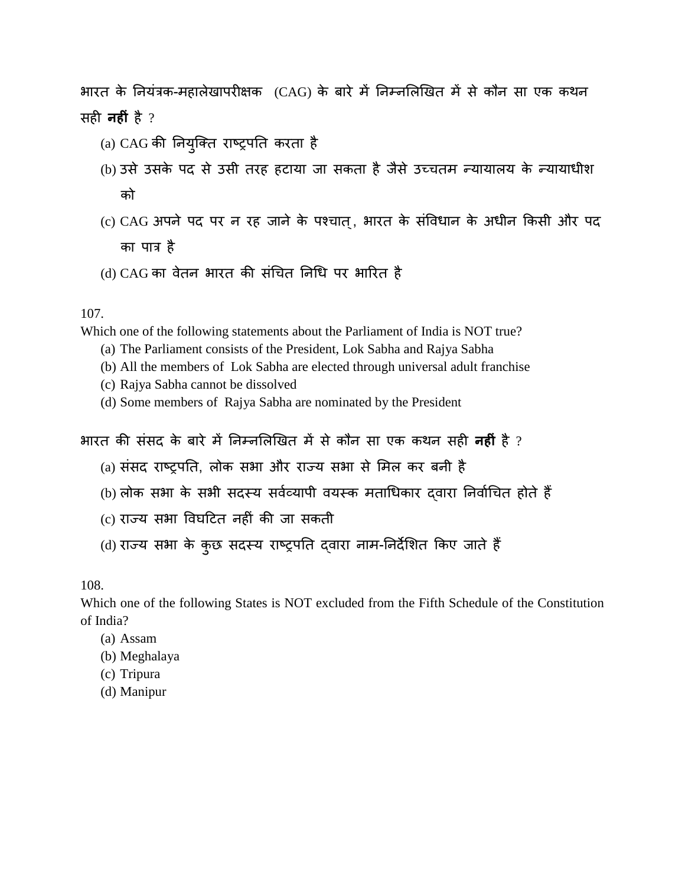भारत के नियंत्रक-महालेखापरीक्षक (CAG) के बारे में निम्नलिखित में से कौन सा एक कथन सही **नहीं** है ?

(a) CAG की नियुक्ति राष्ट्रपति करता है

(b) उसे उसके पद से उसी तरह हटाया जा सकता है जैसे उच्चतम न्यायालय के न्यायाधीश को

(c) CAG अपने पद पर न रह जाने के पश्चात्, भारत के संविधान के अधीन किसी और पद का पात्र है

(d) CAG का वेतन भारत की संचित निधि पर भारित है

107.

Which one of the following statements about the Parliament of India is NOT true?

(a) The Parliament consists of the President, Lok Sabha and Rajya Sabha

(b) All the members of Lok Sabha are elected through universal adult franchise

(c) Rajya Sabha cannot be dissolved

(d) Some members of Rajya Sabha are nominated by the President

भारत की संसद के बारे में निम्नलिखित में से कौन सा एक कथन सही **नहीं** है ?

(a) संसद राष्ट्रपति, लोक सभा और राज्य सभा से मिल कर बनी है

(b) लोक सभा के सभी सदस्य सर्वव्यापी वयस्क मताधिकार द्वारा निर्वाचित होते हैं

(c) राज्य सभा विघटित नहीं की जा सकती

(d) राज्य सभा के कुछ सदस्य राष्ट्रपति द्वारा नाम-निर्देशित किए जाते हैं

108.

Which one of the following States is NOT excluded from the Fifth Schedule of the Constitution of India?

(a) Assam

(b) Meghalaya

(c) Tripura

(d) Manipur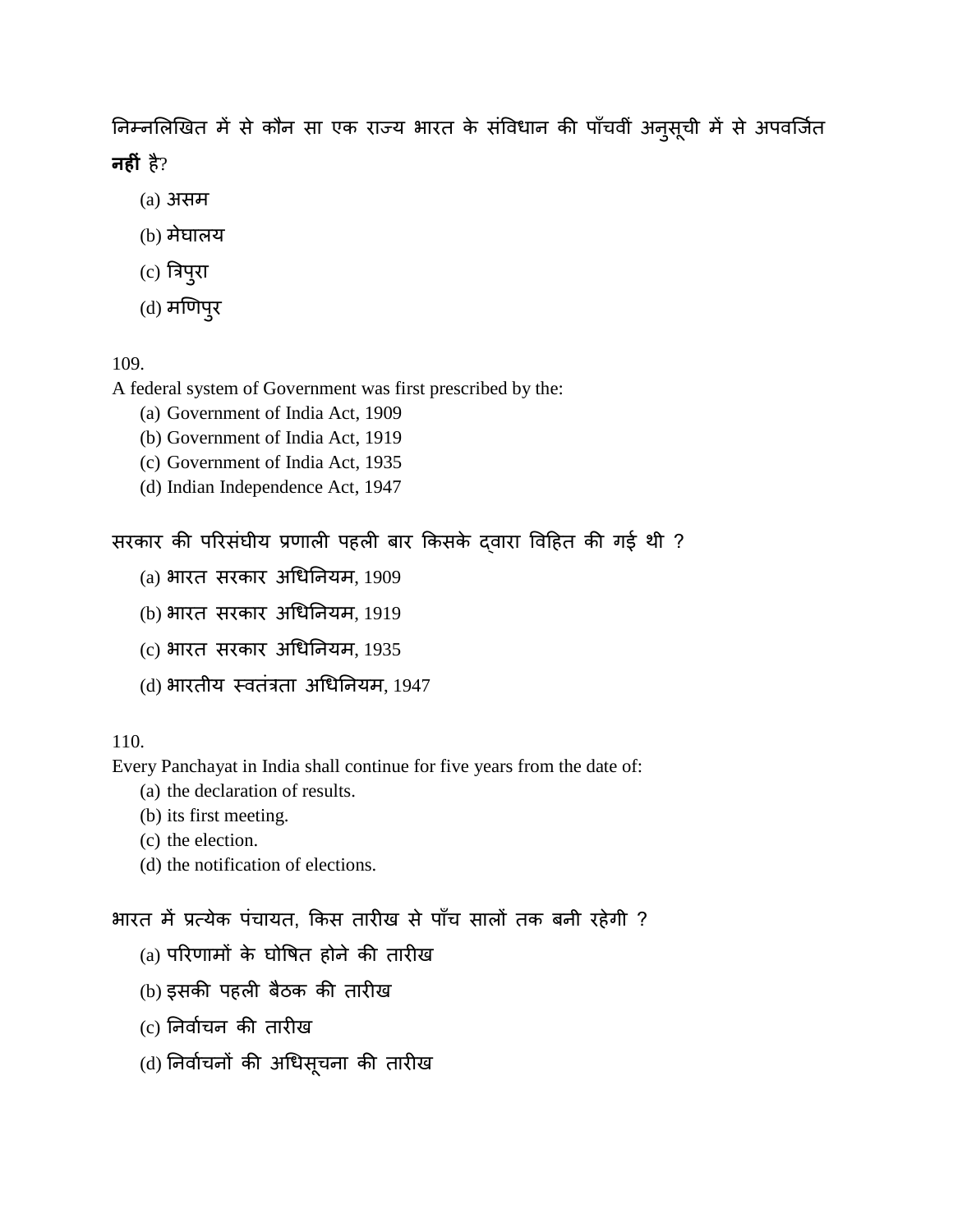निम्नलिखित में से कौन सा एक राज्य भारत के संविधान की पाँचवीं अनुसूची में से अपवर्जित **नहीं** है?

(a) असम

(b) मेघालय

(c) त्रिपुरा

(d) मणिपुर

109.

A federal system of Government was first prescribed by the:

(a) Government of India Act, 1909
(b) Government of India Act, 1919
(c) Government of India Act, 1935
(d) Indian Independence Act, 1947

सरकार की परिसंघीय प्रणाली पहली बार किसके द्वारा विहित की गई थी ?

(a) भारत सरकार अधिनियम, 1909

(b) भारत सरकार अधिनियम, 1919

(c) भारत सरकार अधिनियम, 1935

(d) भारतीय स्वतंत्रता अधिनियम, 1947

110.

Every Panchayat in India shall continue for five years from the date of:

(a) the declaration of results.
(b) its first meeting.
(c) the election.
(d) the notification of elections.

भारत में प्रत्येक पंचायत, किस तारीख से पाँच सालों तक बनी रहेगी ?

(a) परिणामों के घोषित होने की तारीख

(b) इसकी पहली बैठक की तारीख

(c) निर्वाचन की तारीख

(d) निर्वाचनों की अधिसूचना की तारीख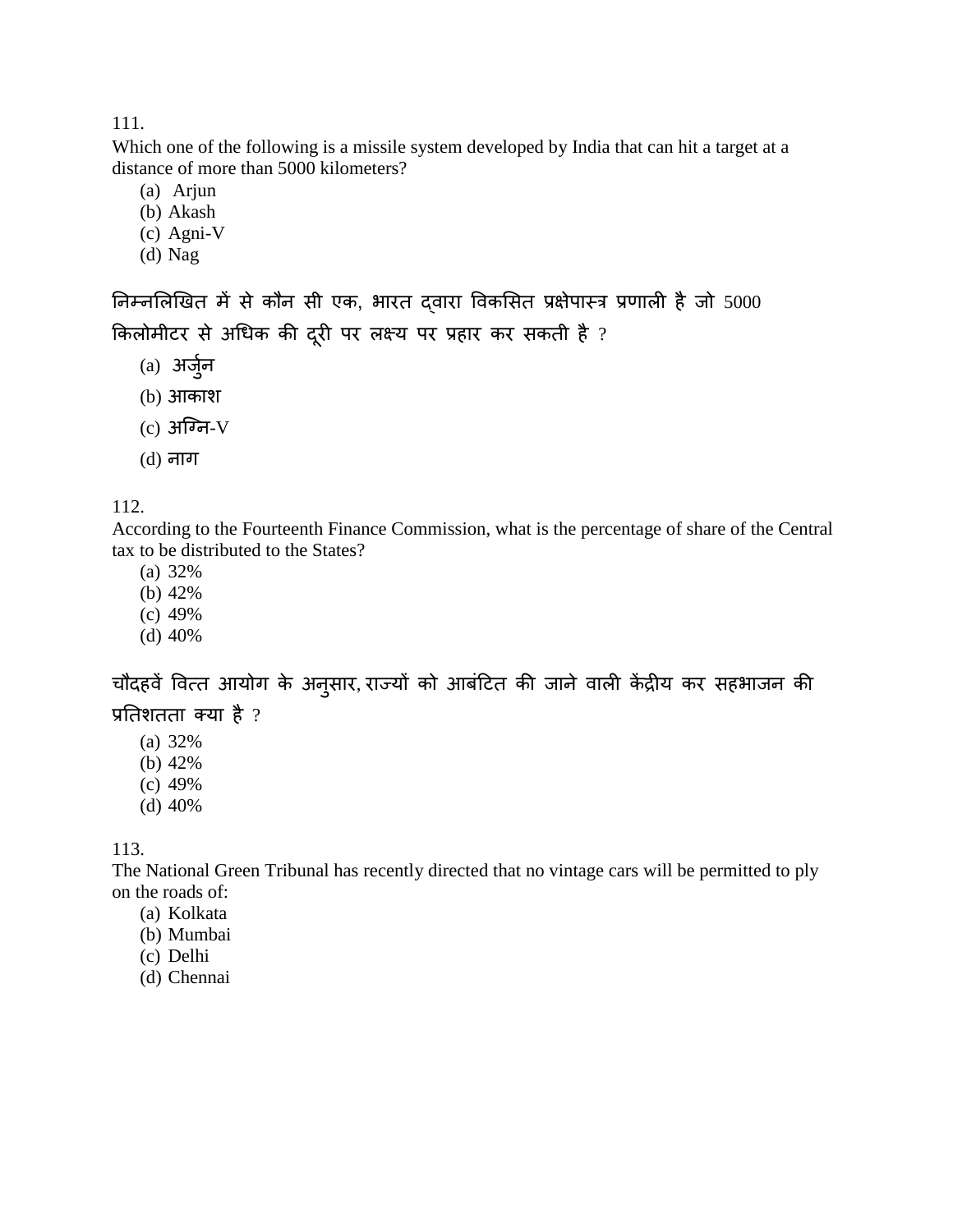111.

Which one of the following is a missile system developed by India that can hit a target at a distance of more than 5000 kilometers?

(a) Arjun
(b) Akash
(c) Agni-V
(d) Nag

निम्नलिखित में से कौन सी एक, भारत द्वारा विकसित प्रक्षेपास्त्र प्रणाली है जो 5000 किलोमीटर से अधिक की दूरी पर लक्ष्य पर प्रहार कर सकती है ?

(a) अर्जुन
(b) आकाश
(c) अग्नि-V
(d) नाग

112.

According to the Fourteenth Finance Commission, what is the percentage of share of the Central tax to be distributed to the States?

(a) 32%
(b) 42%
(c) 49%
(d) 40%

चौदहवें वित्त आयोग के अनुसार, राज्यों को आबंटित की जाने वाली केंद्रीय कर सहभाजन की प्रतिशतता क्या है ?

(a) 32%
(b) 42%
(c) 49%
(d) 40%

113.

The National Green Tribunal has recently directed that no vintage cars will be permitted to ply on the roads of:

(a) Kolkata
(b) Mumbai
(c) Delhi
(d) Chennai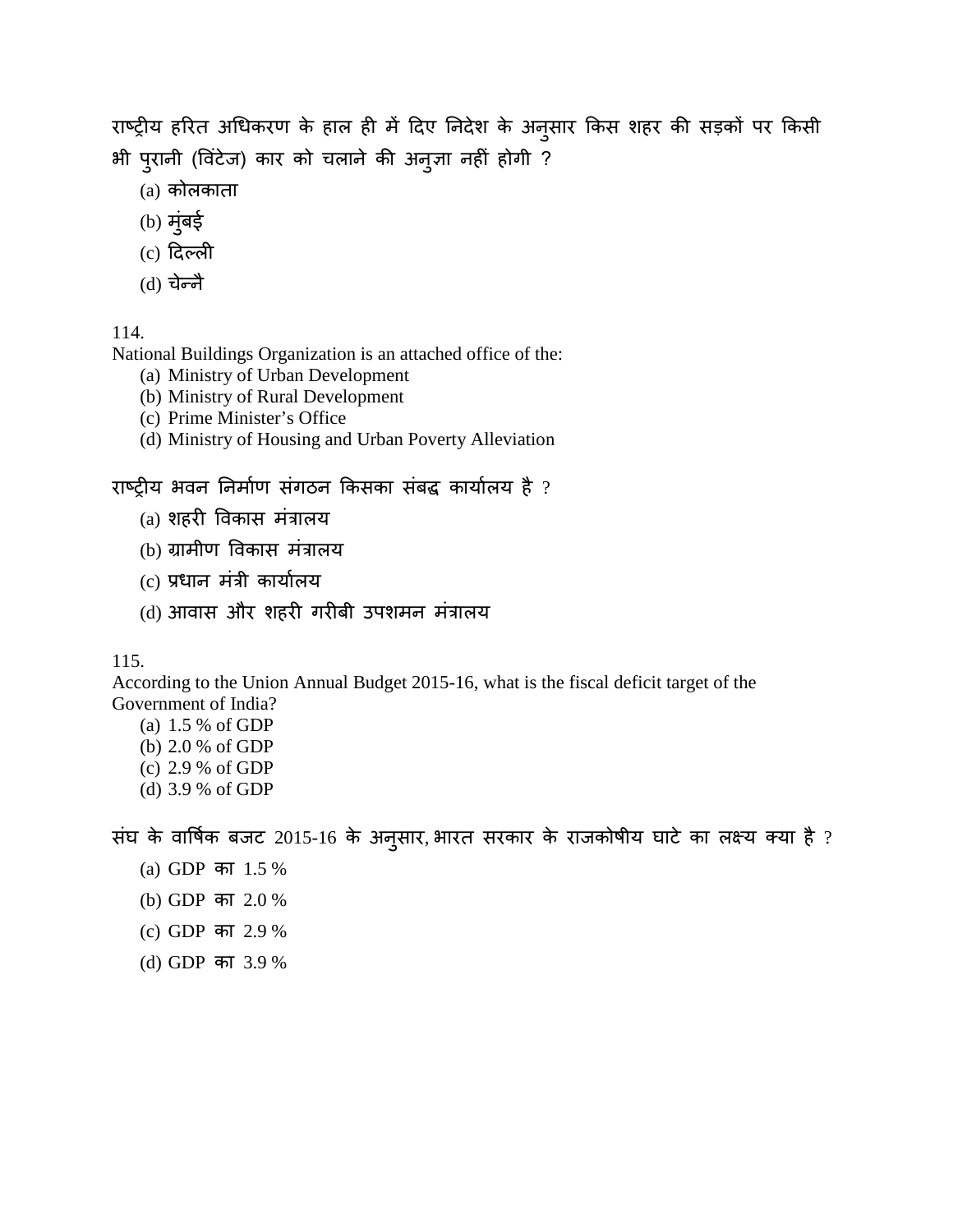राष्ट्रीय हरित अधिकरण के हाल ही में दिए निदेश के अनुसार किस शहर की सड़कों पर किसी भी पुरानी (विंटेज) कार को चलाने की अनुज्ञा नहीं होगी ?

(a) कोलकाता
(b) मुंबई
(c) दिल्ली
(d) चेन्नै

114.
National Buildings Organization is an attached office of the:

(a) Ministry of Urban Development
(b) Ministry of Rural Development
(c) Prime Minister's Office
(d) Ministry of Housing and Urban Poverty Alleviation

राष्ट्रीय भवन निर्माण संगठन किसका संबद्ध कार्यालय है ?

(a) शहरी विकास मंत्रालय
(b) ग्रामीण विकास मंत्रालय
(c) प्रधान मंत्री कार्यालय
(d) आवास और शहरी गरीबी उपशमन मंत्रालय

115.
According to the Union Annual Budget 2015-16, what is the fiscal deficit target of the Government of India?

(a) 1.5 % of GDP
(b) 2.0 % of GDP
(c) 2.9 % of GDP
(d) 3.9 % of GDP

संघ के वार्षिक बजट 2015-16 के अनुसार, भारत सरकार के राजकोषीय घाटे का लक्ष्य क्या है ?

(a) GDP का 1.5 %
(b) GDP का 2.0 %
(c) GDP का 2.9 %
(d) GDP का 3.9 %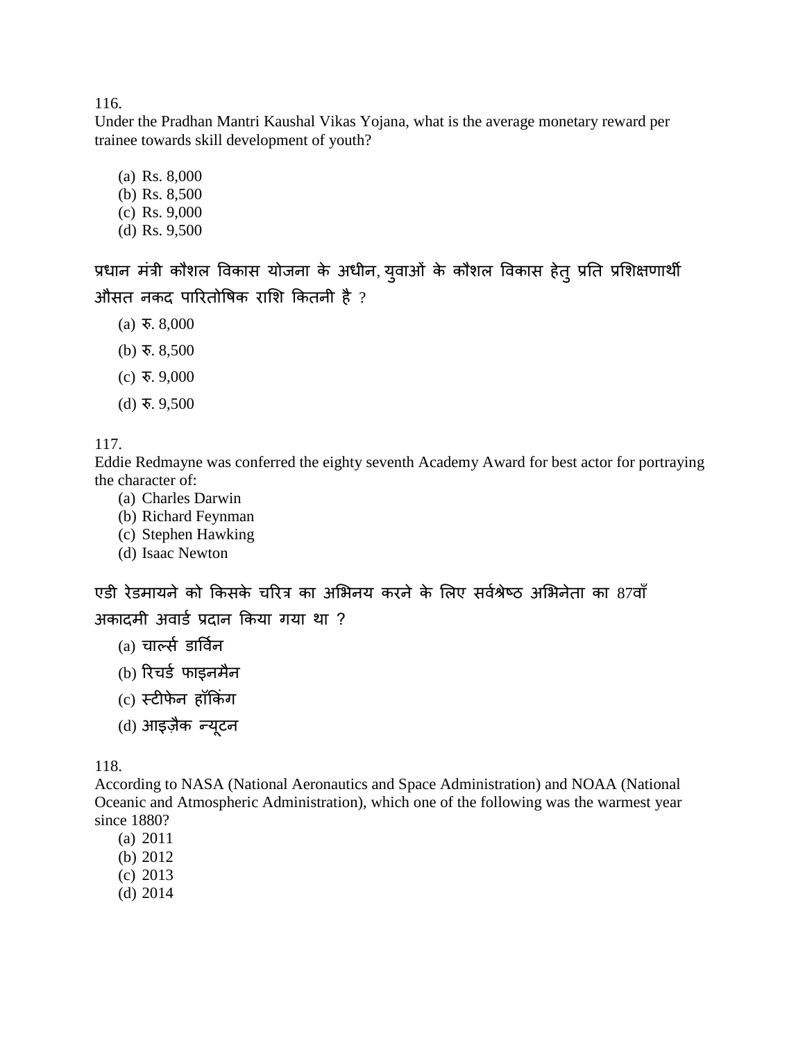116.
Under the Pradhan Mantri Kaushal Vikas Yojana, what is the average monetary reward per trainee towards skill development of youth?

(a) Rs. 8,000
(b) Rs. 8,500
(c) Rs. 9,000
(d) Rs. 9,500

प्रधान मंत्री कौशल विकास योजना के अधीन, युवाओं के कौशल विकास हेतु प्रति प्रशिक्षणार्थी औसत नकद पारितोषिक राशि कितनी है ?

(a) रु. 8,000
(b) रु. 8,500
(c) रु. 9,000
(d) रु. 9,500

117.
Eddie Redmayne was conferred the eighty seventh Academy Award for best actor for portraying the character of:

(a) Charles Darwin
(b) Richard Feynman
(c) Stephen Hawking
(d) Isaac Newton

एडी रेडमायने को किसके चरित्र का अभिनय करने के लिए सर्वश्रेष्ठ अभिनेता का 87वाँ अकादमी अवार्ड प्रदान किया गया था ?

(a) चार्ल्स डार्विन
(b) रिचर्ड फाइनमैन
(c) स्टीफेन हॉकिंग
(d) आइज़ैक न्यूटन

118.
According to NASA (National Aeronautics and Space Administration) and NOAA (National Oceanic and Atmospheric Administration), which one of the following was the warmest year since 1880?

(a) 2011
(b) 2012
(c) 2013
(d) 2014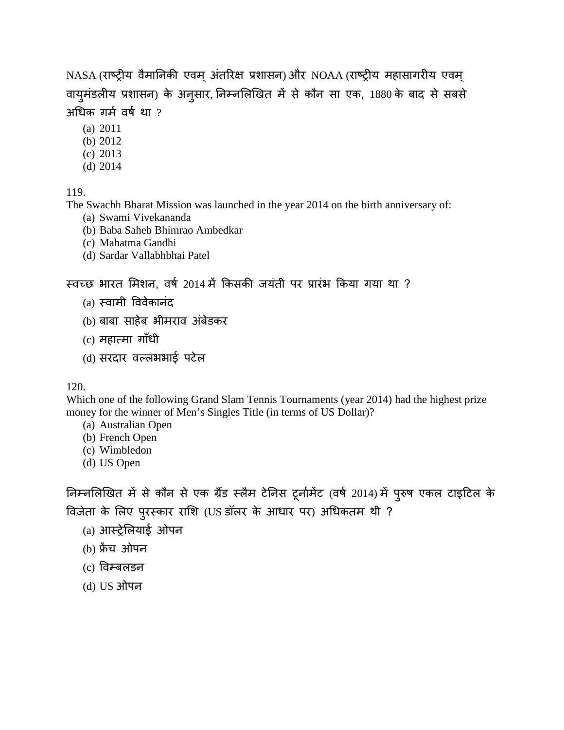NASA (राष्ट्रीय वैमानिकी एवम् अंतरिक्ष प्रशासन) और NOAA (राष्ट्रीय महासागरीय एवम् वायुमंडलीय प्रशासन) के अनुसार, निम्नलिखित में से कौन सा एक, 1880 के बाद से सबसे अधिक गर्म वर्ष था ?

(a) 2011
(b) 2012
(c) 2013
(d) 2014

119.
The Swachh Bharat Mission was launched in the year 2014 on the birth anniversary of:

(a) Swami Vivekananda
(b) Baba Saheb Bhimrao Ambedkar
(c) Mahatma Gandhi
(d) Sardar Vallabhbhai Patel

स्वच्छ भारत मिशन, वर्ष 2014 में किसकी जयंती पर प्रारंभ किया गया था ?

(a) स्वामी विवेकानंद
(b) बाबा साहेब भीमराव अंबेडकर
(c) महात्मा गाँधी
(d) सरदार वल्लभभाई पटेल

120.
Which one of the following Grand Slam Tennis Tournaments (year 2014) had the highest prize money for the winner of Men's Singles Title (in terms of US Dollar)?

(a) Australian Open
(b) French Open
(c) Wimbledon
(d) US Open

निम्नलिखित में से कौन से एक ग्रैंड स्लैम टेनिस टूर्नामेंट (वर्ष 2014) में पुरुष एकल टाइटिल के विजेता के लिए पुरस्कार राशि (US डॉलर के आधार पर) अधिकतम थी ?

(a) आस्ट्रेलियाई ओपन
(b) फ्रेंच ओपन
(c) विम्बलडन
(d) US ओपन